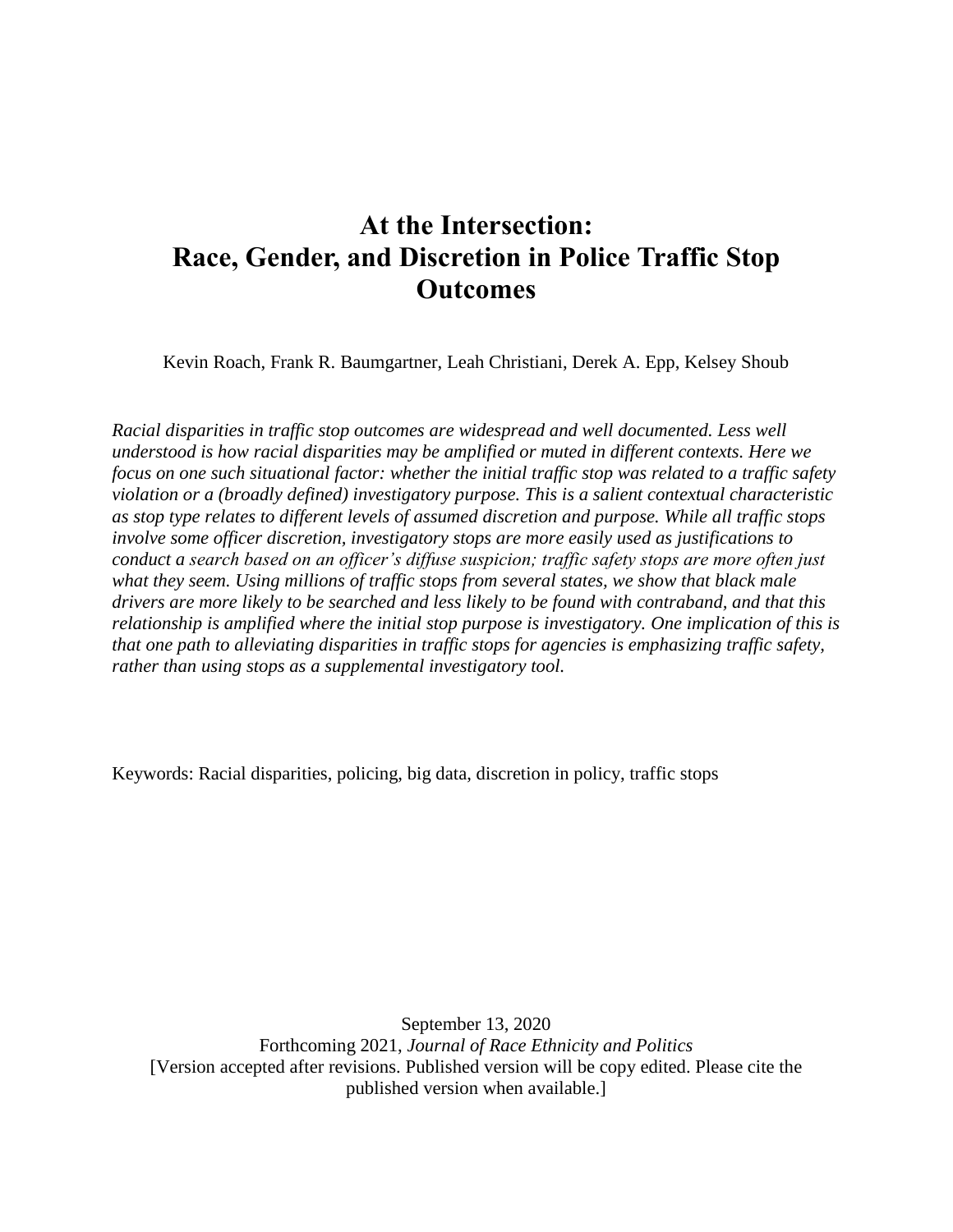# At the Intersection: Race, Gender, and Discretion in Police Traffic Stop Outcomes

Kevin Roach, Frank R. Baumgartner, Leah Christiani, Derek A. Epp, Kelsey Shoub

*Racial disparities in traffic stop outcomes are widespread and well documented. Less well understood is how racial disparities may be amplified or muted in different contexts. Here we focus on one such situational factor: whether the initial traffic stop was related to a traffic safety violation or a (broadly defined) investigatory purpose. This is a salient contextual characteristic as stop type relates to different levels of assumed discretion and purpose. While all traffic stops involve some officer discretion, investigatory stops are more easily used as justifications to conduct a search based on an officer's diffuse suspicion; traffic safety stops are more often just what they seem. Using millions of traffic stops from several states, we show that black male drivers are more likely to be searched and less likely to be found with contraband, and that this relationship is amplified where the initial stop purpose is investigatory. One implication of this is that one path to alleviating disparities in traffic stops for agencies is emphasizing traffic safety, rather than using stops as a supplemental investigatory tool.*

Keywords: Racial disparities, policing, big data, discretion in policy, traffic stops

September 13, 2020
Forthcoming 2021, *Journal of Race Ethnicity and Politics*
[Version accepted after revisions. Published version will be copy edited. Please cite the published version when available.]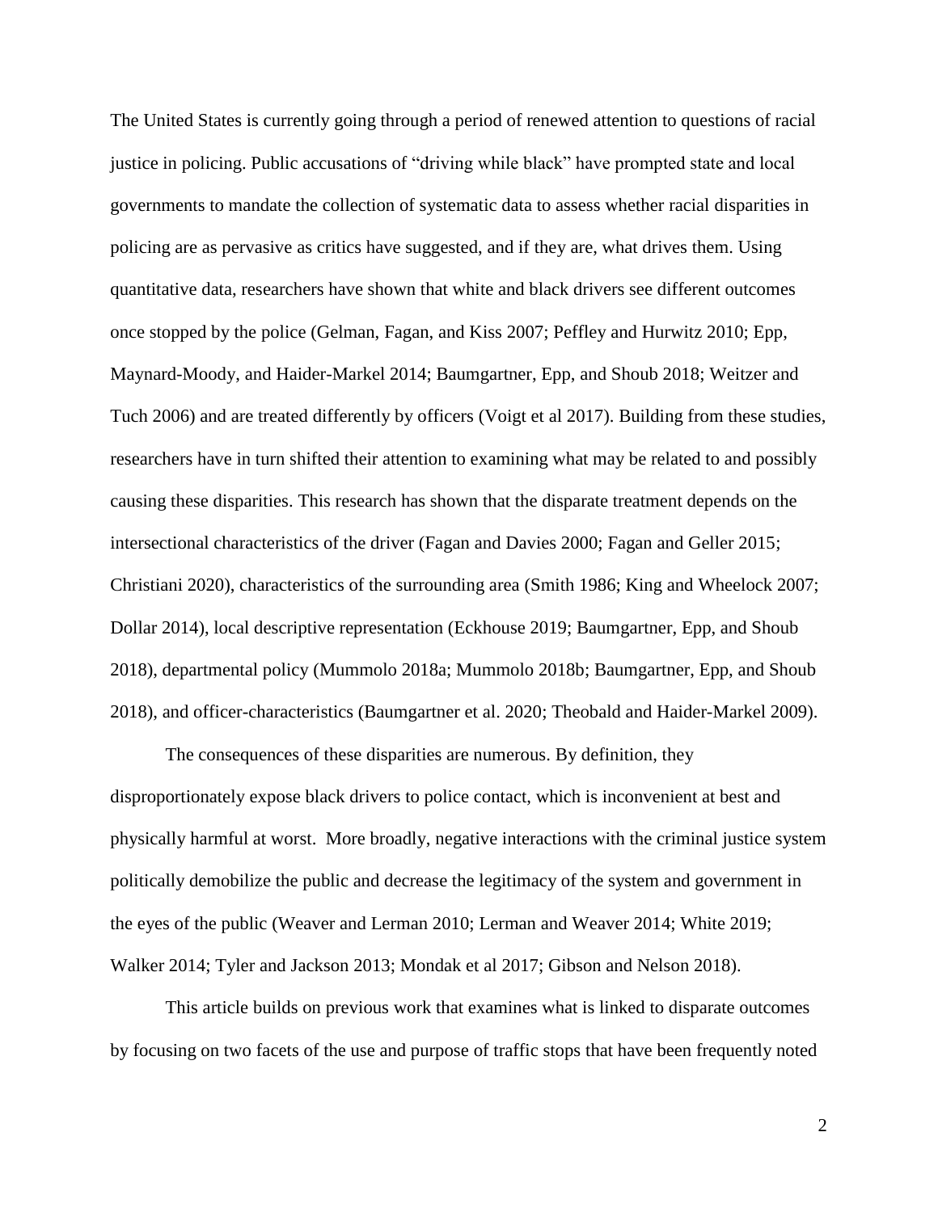The United States is currently going through a period of renewed attention to questions of racial justice in policing. Public accusations of "driving while black" have prompted state and local governments to mandate the collection of systematic data to assess whether racial disparities in policing are as pervasive as critics have suggested, and if they are, what drives them. Using quantitative data, researchers have shown that white and black drivers see different outcomes once stopped by the police (Gelman, Fagan, and Kiss 2007; Peffley and Hurwitz 2010; Epp, Maynard-Moody, and Haider-Markel 2014; Baumgartner, Epp, and Shoub 2018; Weitzer and Tuch 2006) and are treated differently by officers (Voigt et al 2017). Building from these studies, researchers have in turn shifted their attention to examining what may be related to and possibly causing these disparities. This research has shown that the disparate treatment depends on the intersectional characteristics of the driver (Fagan and Davies 2000; Fagan and Geller 2015; Christiani 2020), characteristics of the surrounding area (Smith 1986; King and Wheelock 2007; Dollar 2014), local descriptive representation (Eckhouse 2019; Baumgartner, Epp, and Shoub 2018), departmental policy (Mummolo 2018a; Mummolo 2018b; Baumgartner, Epp, and Shoub 2018), and officer-characteristics (Baumgartner et al. 2020; Theobald and Haider-Markel 2009).

The consequences of these disparities are numerous. By definition, they disproportionately expose black drivers to police contact, which is inconvenient at best and physically harmful at worst. More broadly, negative interactions with the criminal justice system politically demobilize the public and decrease the legitimacy of the system and government in the eyes of the public (Weaver and Lerman 2010; Lerman and Weaver 2014; White 2019; Walker 2014; Tyler and Jackson 2013; Mondak et al 2017; Gibson and Nelson 2018).

This article builds on previous work that examines what is linked to disparate outcomes by focusing on two facets of the use and purpose of traffic stops that have been frequently noted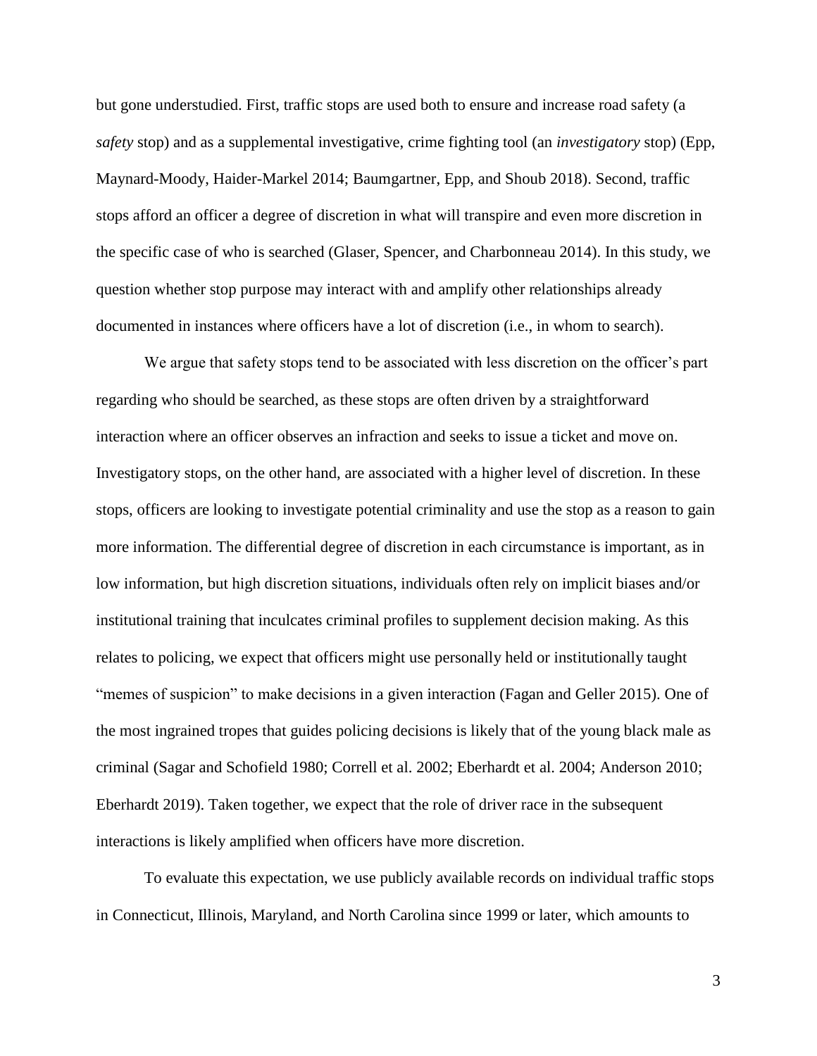but gone understudied. First, traffic stops are used both to ensure and increase road safety (a *safety* stop) and as a supplemental investigative, crime fighting tool (an *investigatory* stop) (Epp, Maynard-Moody, Haider-Markel 2014; Baumgartner, Epp, and Shoub 2018). Second, traffic stops afford an officer a degree of discretion in what will transpire and even more discretion in the specific case of who is searched (Glaser, Spencer, and Charbonneau 2014). In this study, we question whether stop purpose may interact with and amplify other relationships already documented in instances where officers have a lot of discretion (i.e., in whom to search).

We argue that safety stops tend to be associated with less discretion on the officer's part regarding who should be searched, as these stops are often driven by a straightforward interaction where an officer observes an infraction and seeks to issue a ticket and move on. Investigatory stops, on the other hand, are associated with a higher level of discretion. In these stops, officers are looking to investigate potential criminality and use the stop as a reason to gain more information. The differential degree of discretion in each circumstance is important, as in low information, but high discretion situations, individuals often rely on implicit biases and/or institutional training that inculcates criminal profiles to supplement decision making. As this relates to policing, we expect that officers might use personally held or institutionally taught "memes of suspicion" to make decisions in a given interaction (Fagan and Geller 2015). One of the most ingrained tropes that guides policing decisions is likely that of the young black male as criminal (Sagar and Schofield 1980; Correll et al. 2002; Eberhardt et al. 2004; Anderson 2010; Eberhardt 2019). Taken together, we expect that the role of driver race in the subsequent interactions is likely amplified when officers have more discretion.

To evaluate this expectation, we use publicly available records on individual traffic stops in Connecticut, Illinois, Maryland, and North Carolina since 1999 or later, which amounts to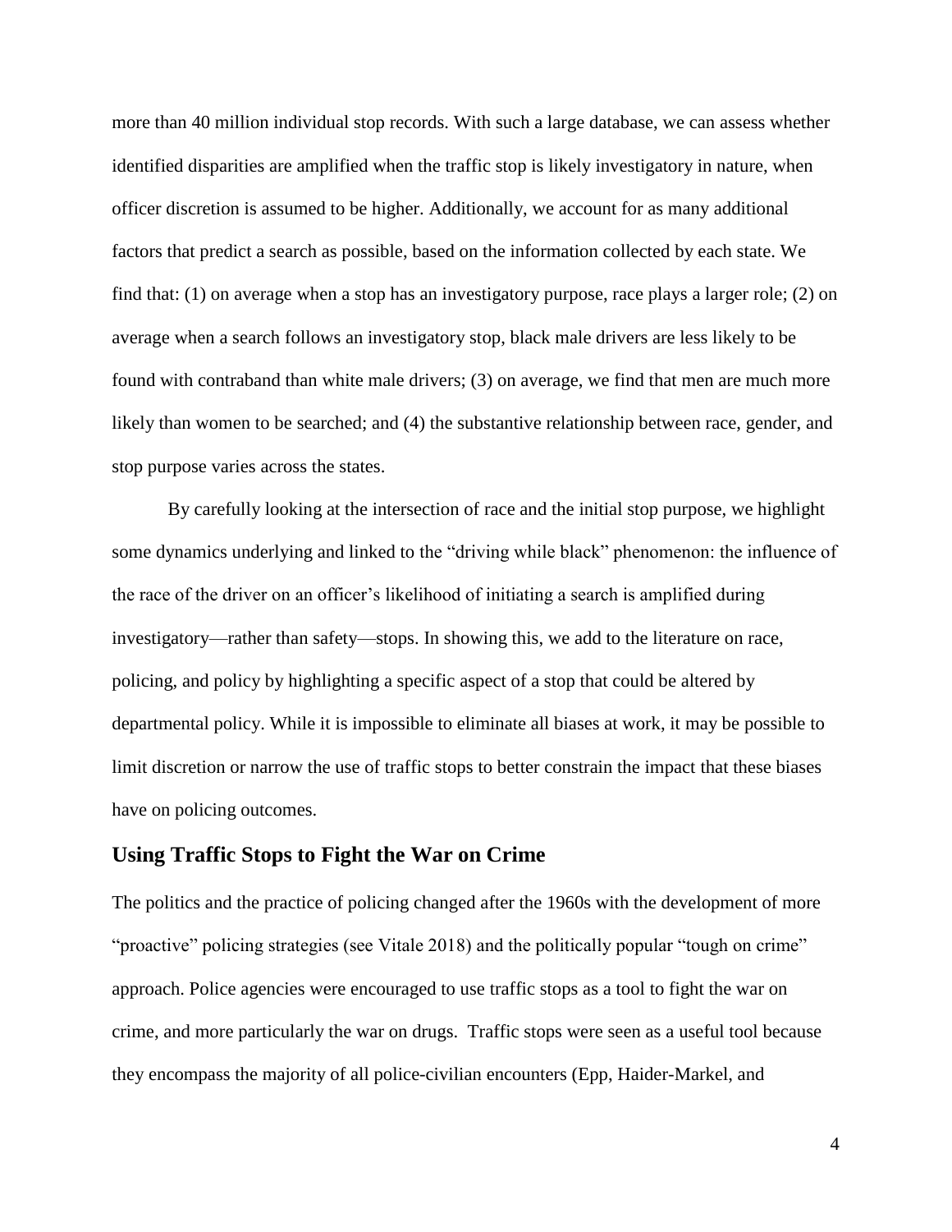more than 40 million individual stop records. With such a large database, we can assess whether identified disparities are amplified when the traffic stop is likely investigatory in nature, when officer discretion is assumed to be higher. Additionally, we account for as many additional factors that predict a search as possible, based on the information collected by each state. We find that: (1) on average when a stop has an investigatory purpose, race plays a larger role; (2) on average when a search follows an investigatory stop, black male drivers are less likely to be found with contraband than white male drivers; (3) on average, we find that men are much more likely than women to be searched; and (4) the substantive relationship between race, gender, and stop purpose varies across the states.

By carefully looking at the intersection of race and the initial stop purpose, we highlight some dynamics underlying and linked to the "driving while black" phenomenon: the influence of the race of the driver on an officer's likelihood of initiating a search is amplified during investigatory—rather than safety—stops. In showing this, we add to the literature on race, policing, and policy by highlighting a specific aspect of a stop that could be altered by departmental policy. While it is impossible to eliminate all biases at work, it may be possible to limit discretion or narrow the use of traffic stops to better constrain the impact that these biases have on policing outcomes.

## Using Traffic Stops to Fight the War on Crime

The politics and the practice of policing changed after the 1960s with the development of more "proactive" policing strategies (see Vitale 2018) and the politically popular "tough on crime" approach. Police agencies were encouraged to use traffic stops as a tool to fight the war on crime, and more particularly the war on drugs. Traffic stops were seen as a useful tool because they encompass the majority of all police-civilian encounters (Epp, Haider-Markel, and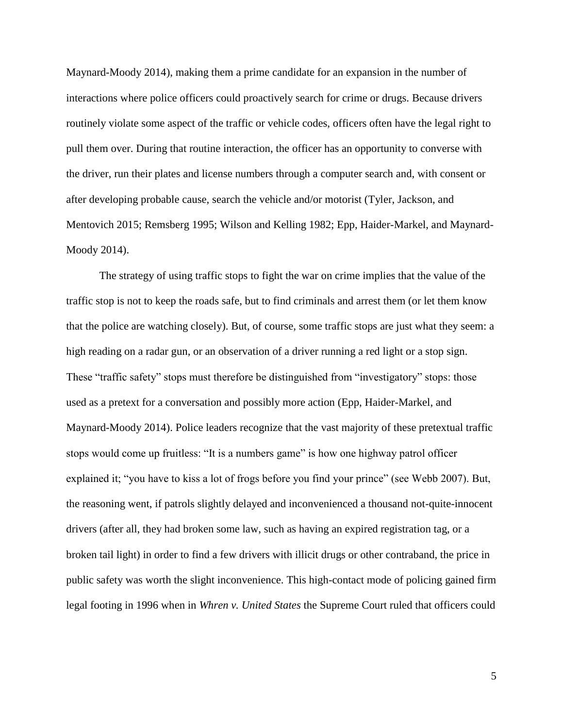Maynard-Moody 2014), making them a prime candidate for an expansion in the number of interactions where police officers could proactively search for crime or drugs. Because drivers routinely violate some aspect of the traffic or vehicle codes, officers often have the legal right to pull them over. During that routine interaction, the officer has an opportunity to converse with the driver, run their plates and license numbers through a computer search and, with consent or after developing probable cause, search the vehicle and/or motorist (Tyler, Jackson, and Mentovich 2015; Remsberg 1995; Wilson and Kelling 1982; Epp, Haider-Markel, and Maynard-Moody 2014).

The strategy of using traffic stops to fight the war on crime implies that the value of the traffic stop is not to keep the roads safe, but to find criminals and arrest them (or let them know that the police are watching closely). But, of course, some traffic stops are just what they seem: a high reading on a radar gun, or an observation of a driver running a red light or a stop sign. These "traffic safety" stops must therefore be distinguished from "investigatory" stops: those used as a pretext for a conversation and possibly more action (Epp, Haider-Markel, and Maynard-Moody 2014). Police leaders recognize that the vast majority of these pretextual traffic stops would come up fruitless: "It is a numbers game" is how one highway patrol officer explained it; "you have to kiss a lot of frogs before you find your prince" (see Webb 2007). But, the reasoning went, if patrols slightly delayed and inconvenienced a thousand not-quite-innocent drivers (after all, they had broken some law, such as having an expired registration tag, or a broken tail light) in order to find a few drivers with illicit drugs or other contraband, the price in public safety was worth the slight inconvenience. This high-contact mode of policing gained firm legal footing in 1996 when in *Whren v. United States* the Supreme Court ruled that officers could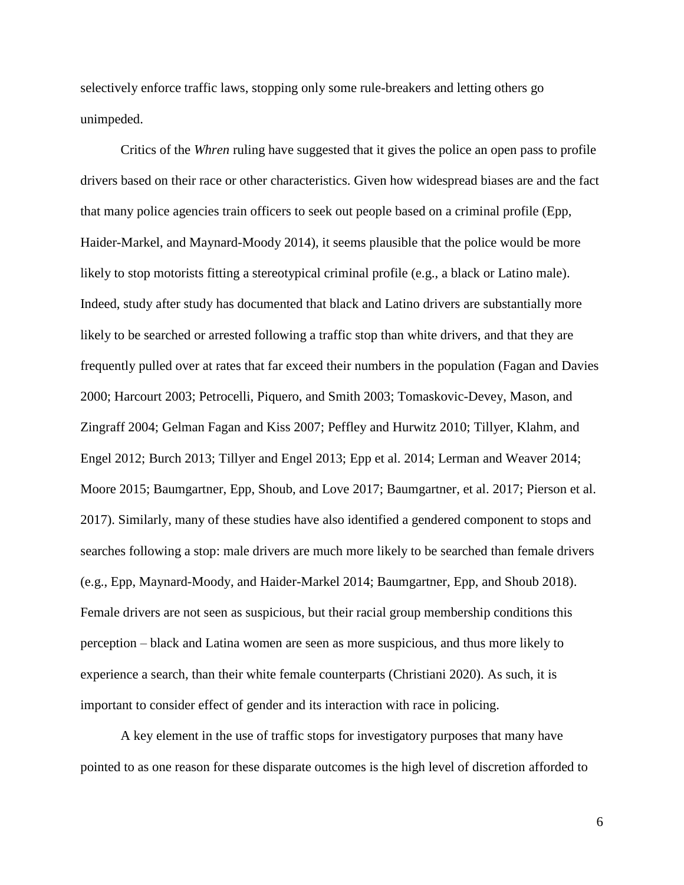selectively enforce traffic laws, stopping only some rule-breakers and letting others go unimpeded.

Critics of the *Whren* ruling have suggested that it gives the police an open pass to profile drivers based on their race or other characteristics. Given how widespread biases are and the fact that many police agencies train officers to seek out people based on a criminal profile (Epp, Haider-Markel, and Maynard-Moody 2014), it seems plausible that the police would be more likely to stop motorists fitting a stereotypical criminal profile (e.g., a black or Latino male). Indeed, study after study has documented that black and Latino drivers are substantially more likely to be searched or arrested following a traffic stop than white drivers, and that they are frequently pulled over at rates that far exceed their numbers in the population (Fagan and Davies 2000; Harcourt 2003; Petrocelli, Piquero, and Smith 2003; Tomaskovic-Devey, Mason, and Zingraff 2004; Gelman Fagan and Kiss 2007; Peffley and Hurwitz 2010; Tillyer, Klahm, and Engel 2012; Burch 2013; Tillyer and Engel 2013; Epp et al. 2014; Lerman and Weaver 2014; Moore 2015; Baumgartner, Epp, Shoub, and Love 2017; Baumgartner, et al. 2017; Pierson et al. 2017). Similarly, many of these studies have also identified a gendered component to stops and searches following a stop: male drivers are much more likely to be searched than female drivers (e.g., Epp, Maynard-Moody, and Haider-Markel 2014; Baumgartner, Epp, and Shoub 2018). Female drivers are not seen as suspicious, but their racial group membership conditions this perception – black and Latina women are seen as more suspicious, and thus more likely to experience a search, than their white female counterparts (Christiani 2020). As such, it is important to consider effect of gender and its interaction with race in policing.

A key element in the use of traffic stops for investigatory purposes that many have pointed to as one reason for these disparate outcomes is the high level of discretion afforded to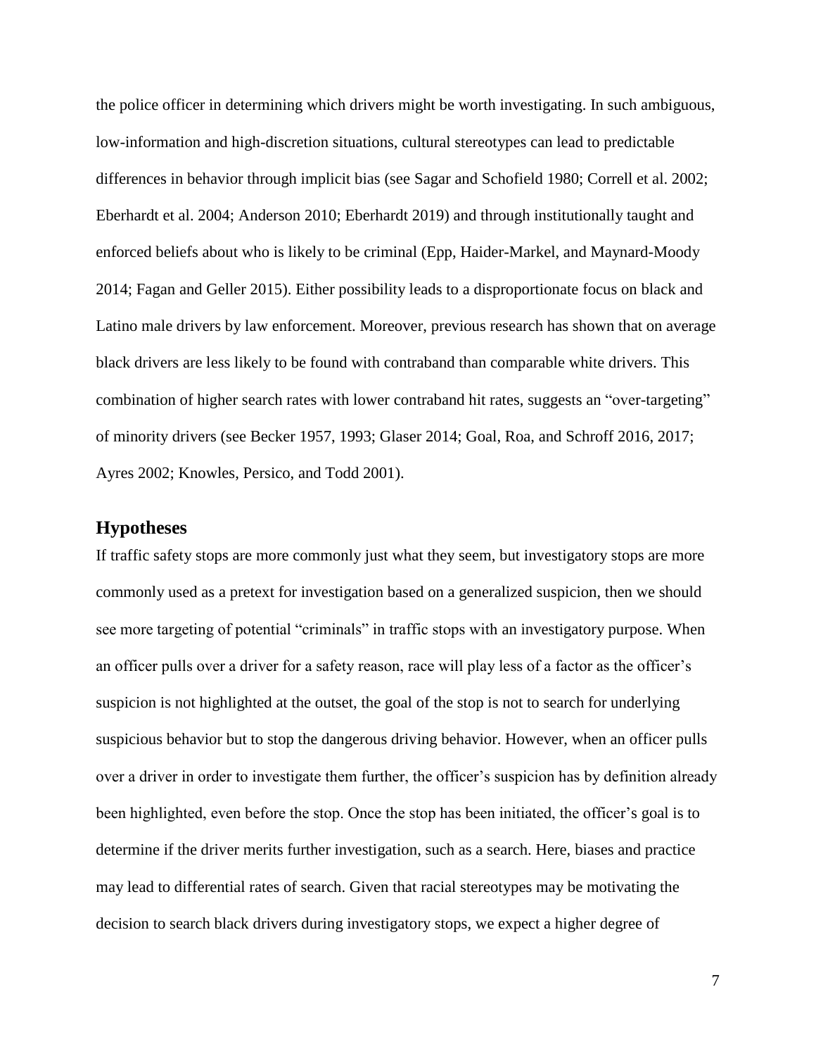the police officer in determining which drivers might be worth investigating. In such ambiguous, low-information and high-discretion situations, cultural stereotypes can lead to predictable differences in behavior through implicit bias (see Sagar and Schofield 1980; Correll et al. 2002; Eberhardt et al. 2004; Anderson 2010; Eberhardt 2019) and through institutionally taught and enforced beliefs about who is likely to be criminal (Epp, Haider-Markel, and Maynard-Moody 2014; Fagan and Geller 2015). Either possibility leads to a disproportionate focus on black and Latino male drivers by law enforcement. Moreover, previous research has shown that on average black drivers are less likely to be found with contraband than comparable white drivers. This combination of higher search rates with lower contraband hit rates, suggests an "over-targeting" of minority drivers (see Becker 1957, 1993; Glaser 2014; Goal, Roa, and Schroff 2016, 2017; Ayres 2002; Knowles, Persico, and Todd 2001).

## Hypotheses

If traffic safety stops are more commonly just what they seem, but investigatory stops are more commonly used as a pretext for investigation based on a generalized suspicion, then we should see more targeting of potential "criminals" in traffic stops with an investigatory purpose. When an officer pulls over a driver for a safety reason, race will play less of a factor as the officer's suspicion is not highlighted at the outset, the goal of the stop is not to search for underlying suspicious behavior but to stop the dangerous driving behavior. However, when an officer pulls over a driver in order to investigate them further, the officer's suspicion has by definition already been highlighted, even before the stop. Once the stop has been initiated, the officer's goal is to determine if the driver merits further investigation, such as a search. Here, biases and practice may lead to differential rates of search. Given that racial stereotypes may be motivating the decision to search black drivers during investigatory stops, we expect a higher degree of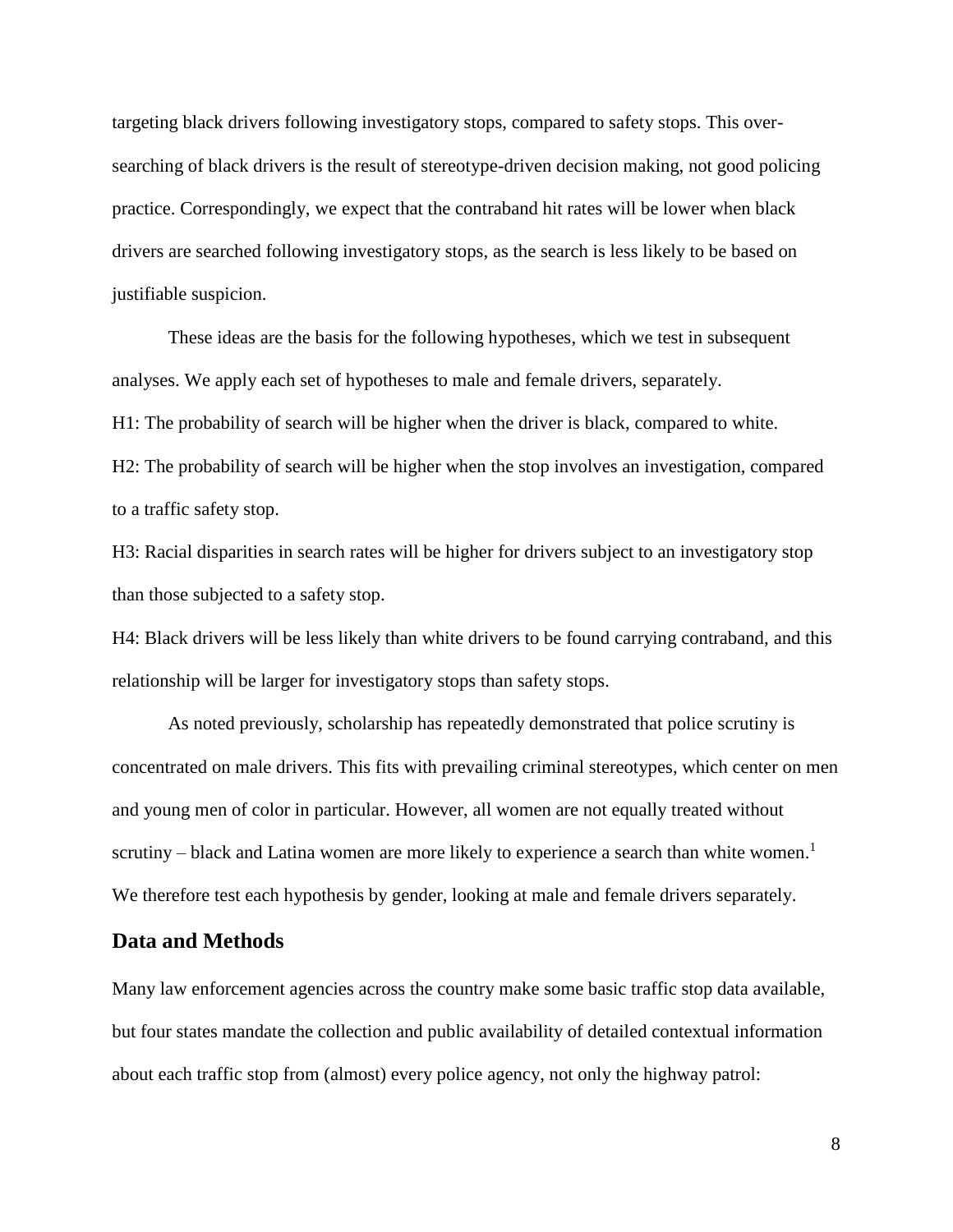targeting black drivers following investigatory stops, compared to safety stops. This over-searching of black drivers is the result of stereotype-driven decision making, not good policing practice. Correspondingly, we expect that the contraband hit rates will be lower when black drivers are searched following investigatory stops, as the search is less likely to be based on justifiable suspicion.

These ideas are the basis for the following hypotheses, which we test in subsequent analyses. We apply each set of hypotheses to male and female drivers, separately.

H1: The probability of search will be higher when the driver is black, compared to white.

H2: The probability of search will be higher when the stop involves an investigation, compared to a traffic safety stop.

H3: Racial disparities in search rates will be higher for drivers subject to an investigatory stop than those subjected to a safety stop.

H4: Black drivers will be less likely than white drivers to be found carrying contraband, and this relationship will be larger for investigatory stops than safety stops.

As noted previously, scholarship has repeatedly demonstrated that police scrutiny is concentrated on male drivers. This fits with prevailing criminal stereotypes, which center on men and young men of color in particular. However, all women are not equally treated without scrutiny – black and Latina women are more likely to experience a search than white women.[1] We therefore test each hypothesis by gender, looking at male and female drivers separately.

## Data and Methods

Many law enforcement agencies across the country make some basic traffic stop data available, but four states mandate the collection and public availability of detailed contextual information about each traffic stop from (almost) every police agency, not only the highway patrol: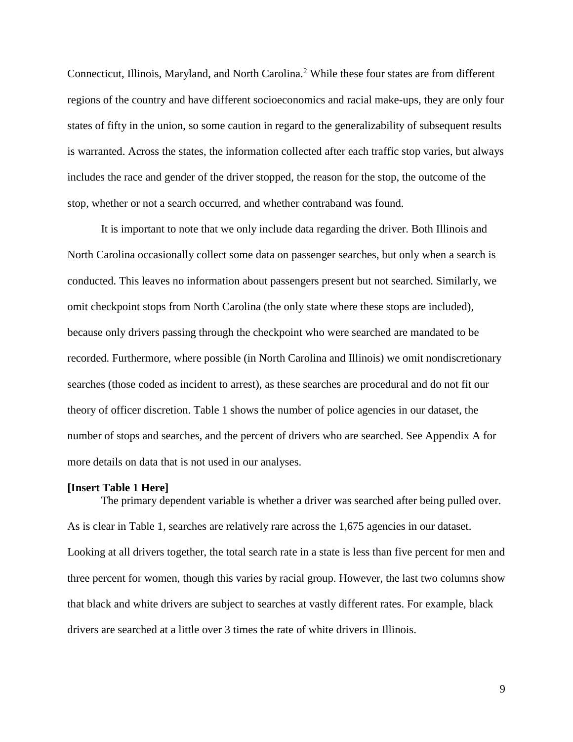Connecticut, Illinois, Maryland, and North Carolina.[2] While these four states are from different regions of the country and have different socioeconomics and racial make-ups, they are only four states of fifty in the union, so some caution in regard to the generalizability of subsequent results is warranted. Across the states, the information collected after each traffic stop varies, but always includes the race and gender of the driver stopped, the reason for the stop, the outcome of the stop, whether or not a search occurred, and whether contraband was found.

It is important to note that we only include data regarding the driver. Both Illinois and North Carolina occasionally collect some data on passenger searches, but only when a search is conducted. This leaves no information about passengers present but not searched. Similarly, we omit checkpoint stops from North Carolina (the only state where these stops are included), because only drivers passing through the checkpoint who were searched are mandated to be recorded. Furthermore, where possible (in North Carolina and Illinois) we omit nondiscretionary searches (those coded as incident to arrest), as these searches are procedural and do not fit our theory of officer discretion. Table 1 shows the number of police agencies in our dataset, the number of stops and searches, and the percent of drivers who are searched. See Appendix A for more details on data that is not used in our analyses.

**[Insert Table 1 Here]**

The primary dependent variable is whether a driver was searched after being pulled over. As is clear in Table 1, searches are relatively rare across the 1,675 agencies in our dataset. Looking at all drivers together, the total search rate in a state is less than five percent for men and three percent for women, though this varies by racial group. However, the last two columns show that black and white drivers are subject to searches at vastly different rates. For example, black drivers are searched at a little over 3 times the rate of white drivers in Illinois.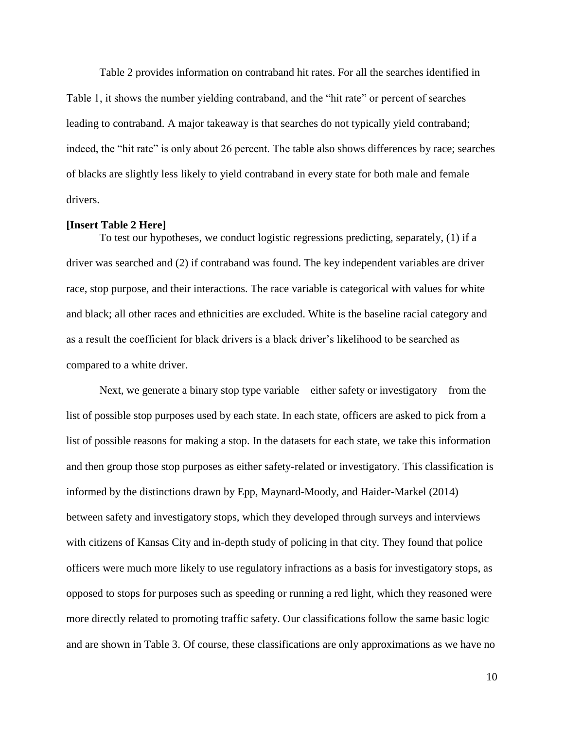Table 2 provides information on contraband hit rates. For all the searches identified in Table 1, it shows the number yielding contraband, and the "hit rate" or percent of searches leading to contraband. A major takeaway is that searches do not typically yield contraband; indeed, the "hit rate" is only about 26 percent. The table also shows differences by race; searches of blacks are slightly less likely to yield contraband in every state for both male and female drivers.

**[Insert Table 2 Here]**

To test our hypotheses, we conduct logistic regressions predicting, separately, (1) if a driver was searched and (2) if contraband was found. The key independent variables are driver race, stop purpose, and their interactions. The race variable is categorical with values for white and black; all other races and ethnicities are excluded. White is the baseline racial category and as a result the coefficient for black drivers is a black driver's likelihood to be searched as compared to a white driver.

Next, we generate a binary stop type variable—either safety or investigatory—from the list of possible stop purposes used by each state. In each state, officers are asked to pick from a list of possible reasons for making a stop. In the datasets for each state, we take this information and then group those stop purposes as either safety-related or investigatory. This classification is informed by the distinctions drawn by Epp, Maynard-Moody, and Haider-Markel (2014) between safety and investigatory stops, which they developed through surveys and interviews with citizens of Kansas City and in-depth study of policing in that city. They found that police officers were much more likely to use regulatory infractions as a basis for investigatory stops, as opposed to stops for purposes such as speeding or running a red light, which they reasoned were more directly related to promoting traffic safety. Our classifications follow the same basic logic and are shown in Table 3. Of course, these classifications are only approximations as we have no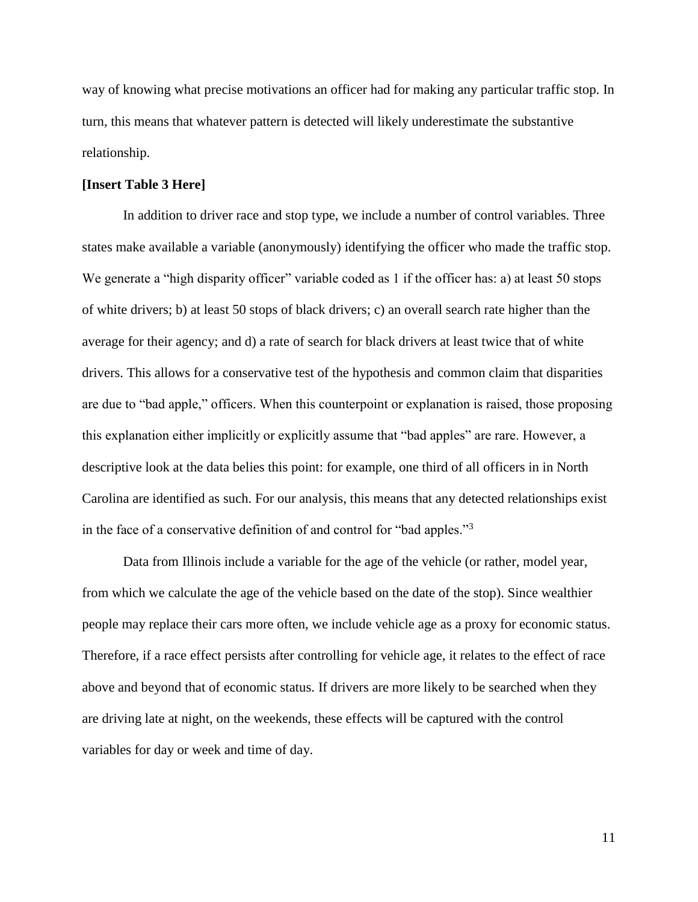way of knowing what precise motivations an officer had for making any particular traffic stop. In turn, this means that whatever pattern is detected will likely underestimate the substantive relationship.

**[Insert Table 3 Here]**

In addition to driver race and stop type, we include a number of control variables. Three states make available a variable (anonymously) identifying the officer who made the traffic stop. We generate a "high disparity officer" variable coded as 1 if the officer has: a) at least 50 stops of white drivers; b) at least 50 stops of black drivers; c) an overall search rate higher than the average for their agency; and d) a rate of search for black drivers at least twice that of white drivers. This allows for a conservative test of the hypothesis and common claim that disparities are due to "bad apple," officers. When this counterpoint or explanation is raised, those proposing this explanation either implicitly or explicitly assume that "bad apples" are rare. However, a descriptive look at the data belies this point: for example, one third of all officers in in North Carolina are identified as such. For our analysis, this means that any detected relationships exist in the face of a conservative definition of and control for "bad apples."[3]

Data from Illinois include a variable for the age of the vehicle (or rather, model year, from which we calculate the age of the vehicle based on the date of the stop). Since wealthier people may replace their cars more often, we include vehicle age as a proxy for economic status. Therefore, if a race effect persists after controlling for vehicle age, it relates to the effect of race above and beyond that of economic status. If drivers are more likely to be searched when they are driving late at night, on the weekends, these effects will be captured with the control variables for day or week and time of day.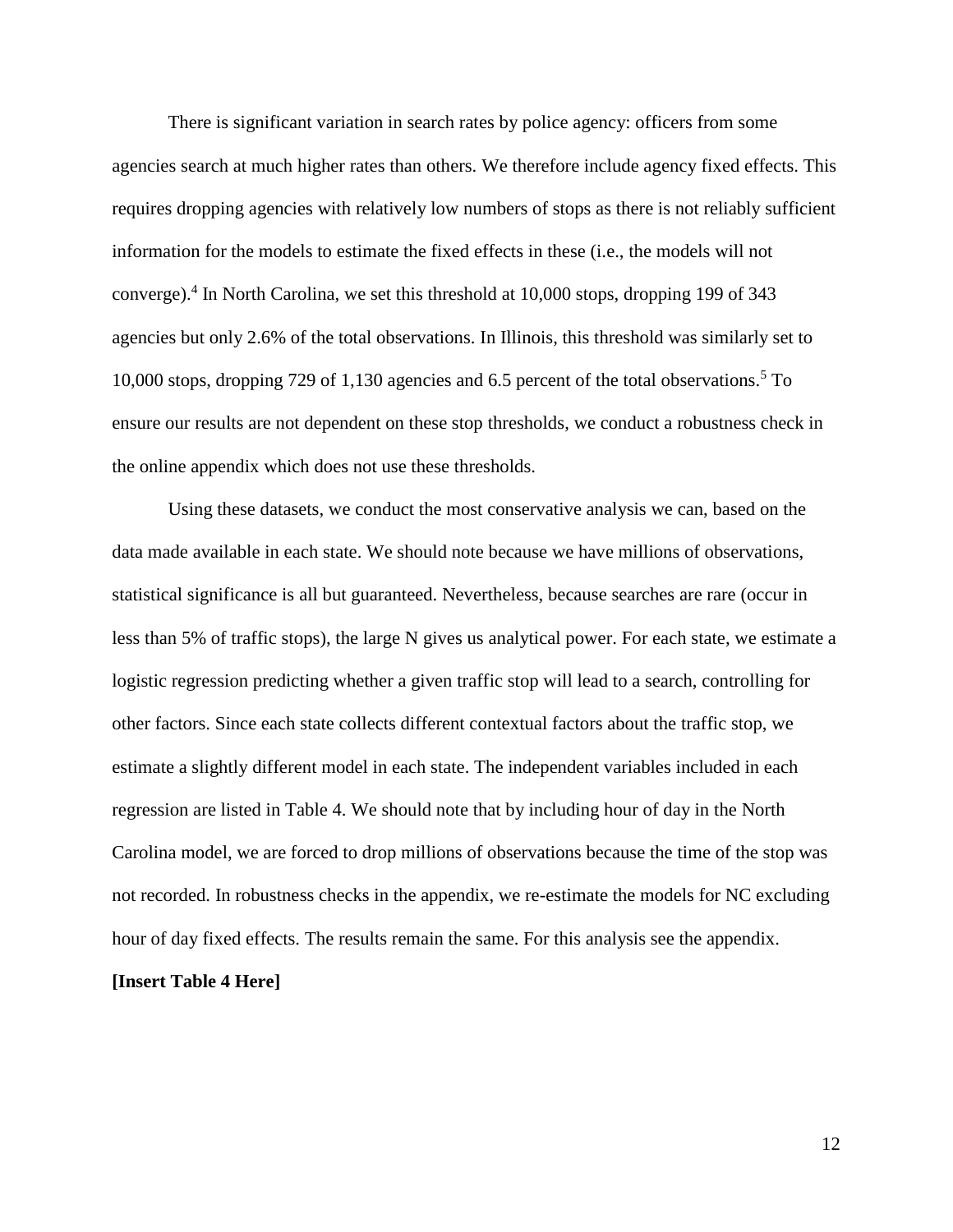There is significant variation in search rates by police agency: officers from some agencies search at much higher rates than others. We therefore include agency fixed effects. This requires dropping agencies with relatively low numbers of stops as there is not reliably sufficient information for the models to estimate the fixed effects in these (i.e., the models will not converge).[4] In North Carolina, we set this threshold at 10,000 stops, dropping 199 of 343 agencies but only 2.6% of the total observations. In Illinois, this threshold was similarly set to 10,000 stops, dropping 729 of 1,130 agencies and 6.5 percent of the total observations.[5] To ensure our results are not dependent on these stop thresholds, we conduct a robustness check in the online appendix which does not use these thresholds.

Using these datasets, we conduct the most conservative analysis we can, based on the data made available in each state. We should note because we have millions of observations, statistical significance is all but guaranteed. Nevertheless, because searches are rare (occur in less than 5% of traffic stops), the large N gives us analytical power. For each state, we estimate a logistic regression predicting whether a given traffic stop will lead to a search, controlling for other factors. Since each state collects different contextual factors about the traffic stop, we estimate a slightly different model in each state. The independent variables included in each regression are listed in Table 4. We should note that by including hour of day in the North Carolina model, we are forced to drop millions of observations because the time of the stop was not recorded. In robustness checks in the appendix, we re-estimate the models for NC excluding hour of day fixed effects. The results remain the same. For this analysis see the appendix.

**[Insert Table 4 Here]**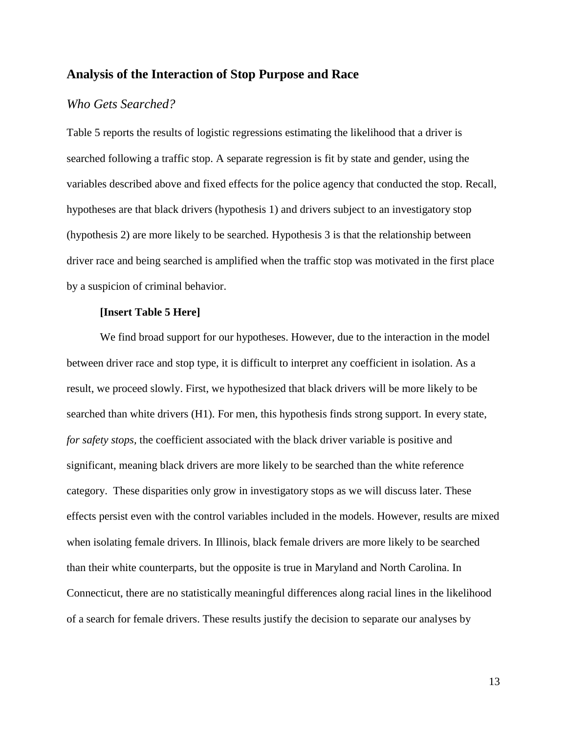## Analysis of the Interaction of Stop Purpose and Race

### *Who Gets Searched?*

Table 5 reports the results of logistic regressions estimating the likelihood that a driver is searched following a traffic stop. A separate regression is fit by state and gender, using the variables described above and fixed effects for the police agency that conducted the stop. Recall, hypotheses are that black drivers (hypothesis 1) and drivers subject to an investigatory stop (hypothesis 2) are more likely to be searched. Hypothesis 3 is that the relationship between driver race and being searched is amplified when the traffic stop was motivated in the first place by a suspicion of criminal behavior.

**[Insert Table 5 Here]**

We find broad support for our hypotheses. However, due to the interaction in the model between driver race and stop type, it is difficult to interpret any coefficient in isolation. As a result, we proceed slowly. First, we hypothesized that black drivers will be more likely to be searched than white drivers (H1). For men, this hypothesis finds strong support. In every state, *for safety stops*, the coefficient associated with the black driver variable is positive and significant, meaning black drivers are more likely to be searched than the white reference category. These disparities only grow in investigatory stops as we will discuss later. These effects persist even with the control variables included in the models. However, results are mixed when isolating female drivers. In Illinois, black female drivers are more likely to be searched than their white counterparts, but the opposite is true in Maryland and North Carolina. In Connecticut, there are no statistically meaningful differences along racial lines in the likelihood of a search for female drivers. These results justify the decision to separate our analyses by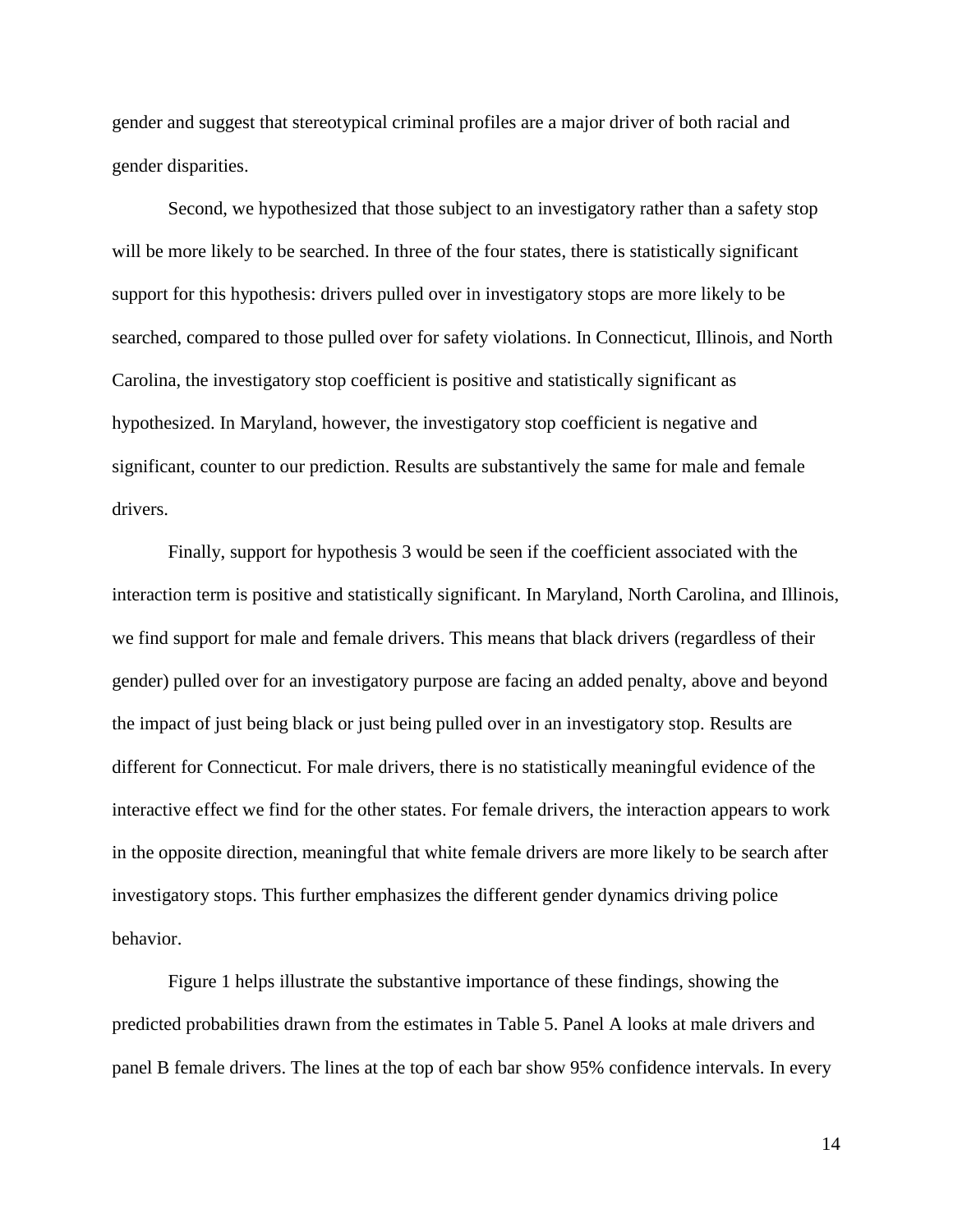gender and suggest that stereotypical criminal profiles are a major driver of both racial and gender disparities.

Second, we hypothesized that those subject to an investigatory rather than a safety stop will be more likely to be searched. In three of the four states, there is statistically significant support for this hypothesis: drivers pulled over in investigatory stops are more likely to be searched, compared to those pulled over for safety violations. In Connecticut, Illinois, and North Carolina, the investigatory stop coefficient is positive and statistically significant as hypothesized. In Maryland, however, the investigatory stop coefficient is negative and significant, counter to our prediction. Results are substantively the same for male and female drivers.

Finally, support for hypothesis 3 would be seen if the coefficient associated with the interaction term is positive and statistically significant. In Maryland, North Carolina, and Illinois, we find support for male and female drivers. This means that black drivers (regardless of their gender) pulled over for an investigatory purpose are facing an added penalty, above and beyond the impact of just being black or just being pulled over in an investigatory stop. Results are different for Connecticut. For male drivers, there is no statistically meaningful evidence of the interactive effect we find for the other states. For female drivers, the interaction appears to work in the opposite direction, meaningful that white female drivers are more likely to be search after investigatory stops. This further emphasizes the different gender dynamics driving police behavior.

Figure 1 helps illustrate the substantive importance of these findings, showing the predicted probabilities drawn from the estimates in Table 5. Panel A looks at male drivers and panel B female drivers. The lines at the top of each bar show 95% confidence intervals. In every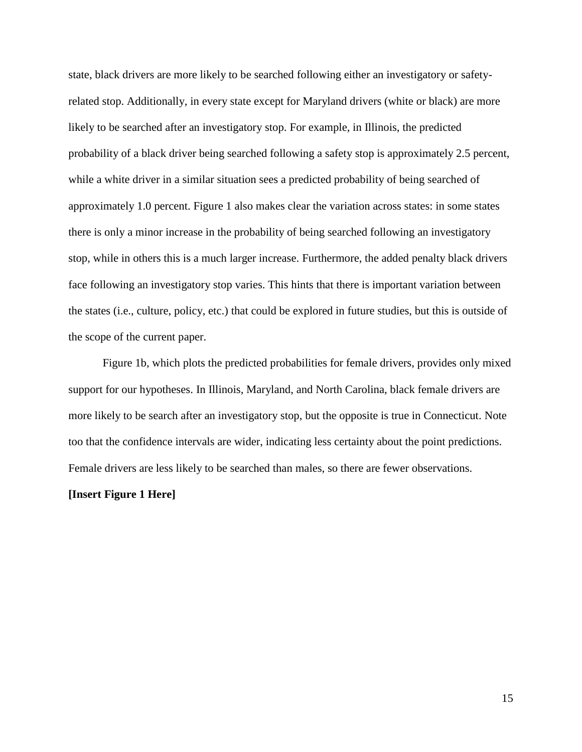state, black drivers are more likely to be searched following either an investigatory or safety-related stop. Additionally, in every state except for Maryland drivers (white or black) are more likely to be searched after an investigatory stop. For example, in Illinois, the predicted probability of a black driver being searched following a safety stop is approximately 2.5 percent, while a white driver in a similar situation sees a predicted probability of being searched of approximately 1.0 percent. Figure 1 also makes clear the variation across states: in some states there is only a minor increase in the probability of being searched following an investigatory stop, while in others this is a much larger increase. Furthermore, the added penalty black drivers face following an investigatory stop varies. This hints that there is important variation between the states (i.e., culture, policy, etc.) that could be explored in future studies, but this is outside of the scope of the current paper.

Figure 1b, which plots the predicted probabilities for female drivers, provides only mixed support for our hypotheses. In Illinois, Maryland, and North Carolina, black female drivers are more likely to be search after an investigatory stop, but the opposite is true in Connecticut. Note too that the confidence intervals are wider, indicating less certainty about the point predictions. Female drivers are less likely to be searched than males, so there are fewer observations.

**[Insert Figure 1 Here]**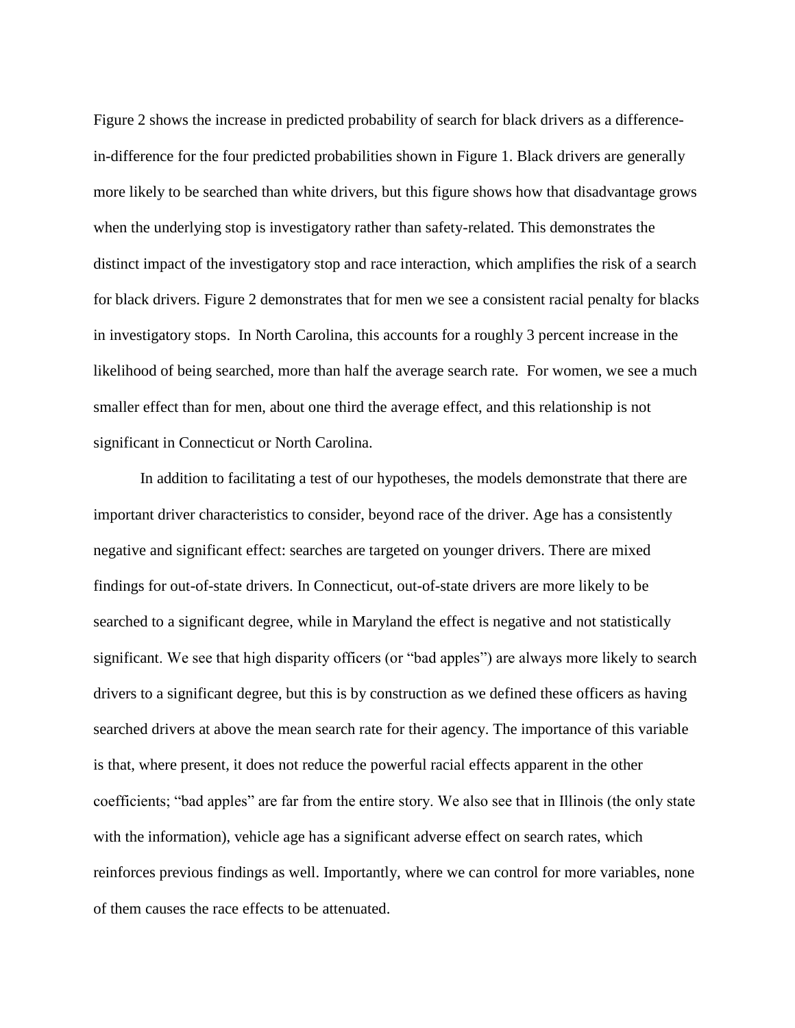Figure 2 shows the increase in predicted probability of search for black drivers as a difference-in-difference for the four predicted probabilities shown in Figure 1. Black drivers are generally more likely to be searched than white drivers, but this figure shows how that disadvantage grows when the underlying stop is investigatory rather than safety-related. This demonstrates the distinct impact of the investigatory stop and race interaction, which amplifies the risk of a search for black drivers. Figure 2 demonstrates that for men we see a consistent racial penalty for blacks in investigatory stops. In North Carolina, this accounts for a roughly 3 percent increase in the likelihood of being searched, more than half the average search rate. For women, we see a much smaller effect than for men, about one third the average effect, and this relationship is not significant in Connecticut or North Carolina.

In addition to facilitating a test of our hypotheses, the models demonstrate that there are important driver characteristics to consider, beyond race of the driver. Age has a consistently negative and significant effect: searches are targeted on younger drivers. There are mixed findings for out-of-state drivers. In Connecticut, out-of-state drivers are more likely to be searched to a significant degree, while in Maryland the effect is negative and not statistically significant. We see that high disparity officers (or "bad apples") are always more likely to search drivers to a significant degree, but this is by construction as we defined these officers as having searched drivers at above the mean search rate for their agency. The importance of this variable is that, where present, it does not reduce the powerful racial effects apparent in the other coefficients; "bad apples" are far from the entire story. We also see that in Illinois (the only state with the information), vehicle age has a significant adverse effect on search rates, which reinforces previous findings as well. Importantly, where we can control for more variables, none of them causes the race effects to be attenuated.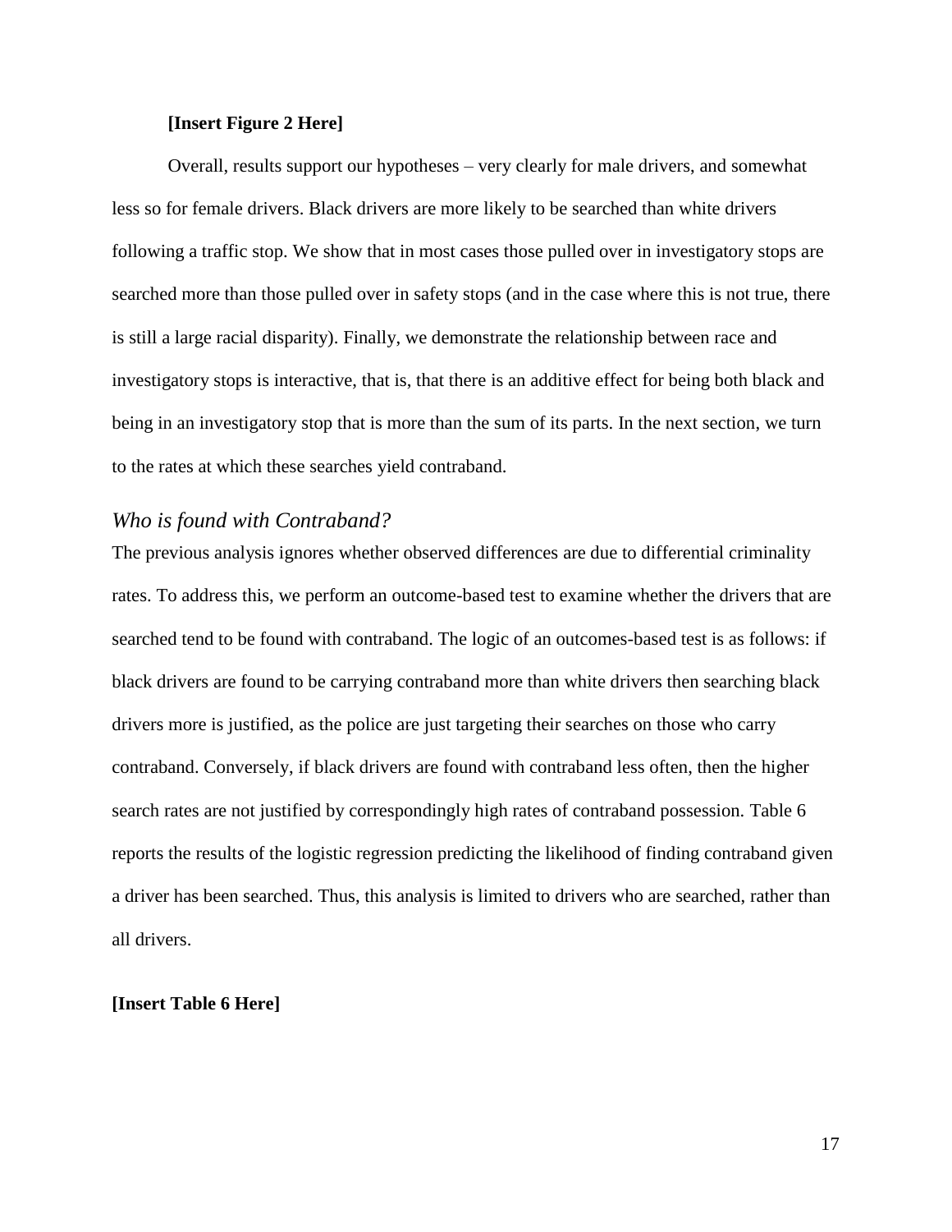**[Insert Figure 2 Here]**

Overall, results support our hypotheses – very clearly for male drivers, and somewhat less so for female drivers. Black drivers are more likely to be searched than white drivers following a traffic stop. We show that in most cases those pulled over in investigatory stops are searched more than those pulled over in safety stops (and in the case where this is not true, there is still a large racial disparity). Finally, we demonstrate the relationship between race and investigatory stops is interactive, that is, that there is an additive effect for being both black and being in an investigatory stop that is more than the sum of its parts. In the next section, we turn to the rates at which these searches yield contraband.

### *Who is found with Contraband?*

The previous analysis ignores whether observed differences are due to differential criminality rates. To address this, we perform an outcome-based test to examine whether the drivers that are searched tend to be found with contraband. The logic of an outcomes-based test is as follows: if black drivers are found to be carrying contraband more than white drivers then searching black drivers more is justified, as the police are just targeting their searches on those who carry contraband. Conversely, if black drivers are found with contraband less often, then the higher search rates are not justified by correspondingly high rates of contraband possession. Table 6 reports the results of the logistic regression predicting the likelihood of finding contraband given a driver has been searched. Thus, this analysis is limited to drivers who are searched, rather than all drivers.

**[Insert Table 6 Here]**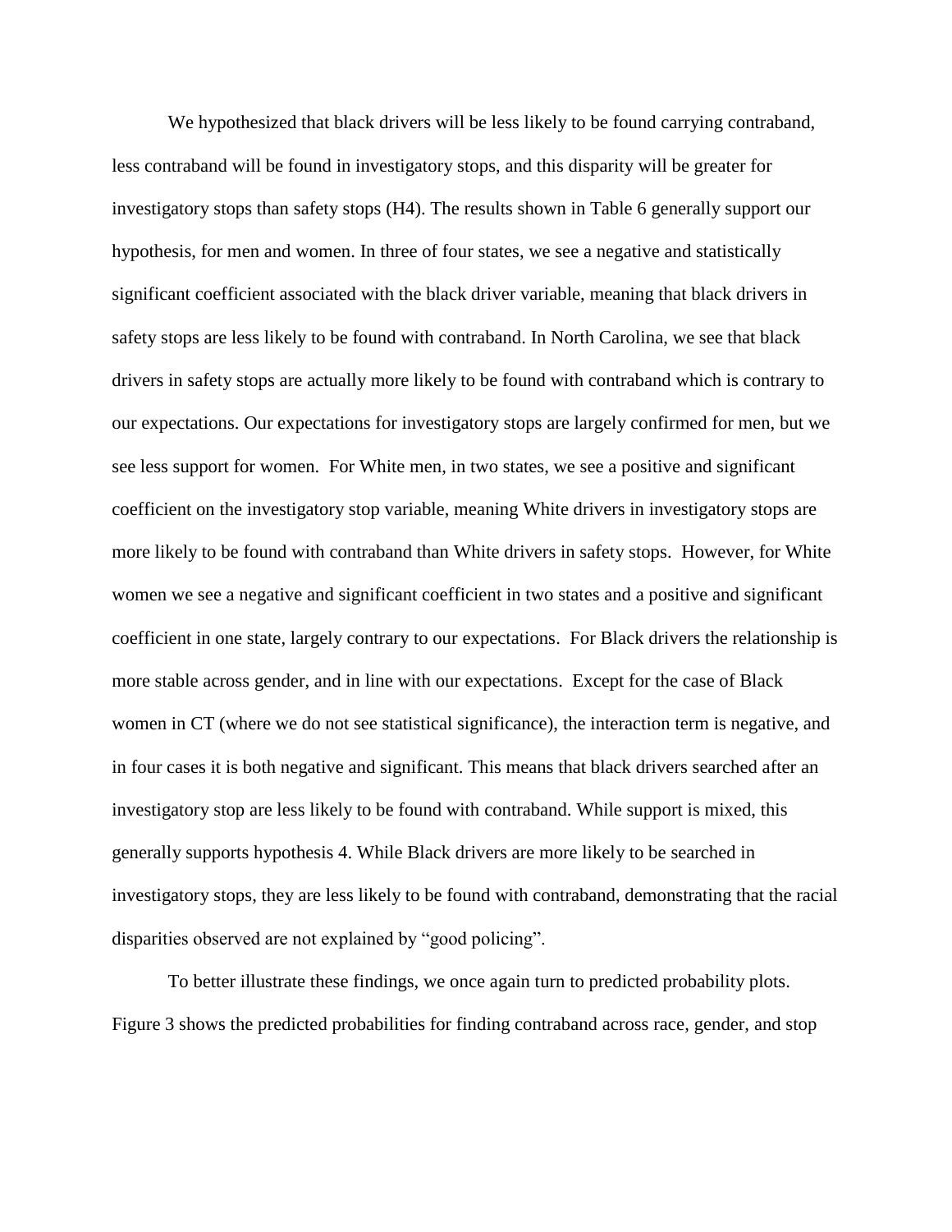We hypothesized that black drivers will be less likely to be found carrying contraband, less contraband will be found in investigatory stops, and this disparity will be greater for investigatory stops than safety stops (H4). The results shown in Table 6 generally support our hypothesis, for men and women. In three of four states, we see a negative and statistically significant coefficient associated with the black driver variable, meaning that black drivers in safety stops are less likely to be found with contraband. In North Carolina, we see that black drivers in safety stops are actually more likely to be found with contraband which is contrary to our expectations. Our expectations for investigatory stops are largely confirmed for men, but we see less support for women. For White men, in two states, we see a positive and significant coefficient on the investigatory stop variable, meaning White drivers in investigatory stops are more likely to be found with contraband than White drivers in safety stops. However, for White women we see a negative and significant coefficient in two states and a positive and significant coefficient in one state, largely contrary to our expectations. For Black drivers the relationship is more stable across gender, and in line with our expectations. Except for the case of Black women in CT (where we do not see statistical significance), the interaction term is negative, and in four cases it is both negative and significant. This means that black drivers searched after an investigatory stop are less likely to be found with contraband. While support is mixed, this generally supports hypothesis 4. While Black drivers are more likely to be searched in investigatory stops, they are less likely to be found with contraband, demonstrating that the racial disparities observed are not explained by "good policing".

To better illustrate these findings, we once again turn to predicted probability plots. Figure 3 shows the predicted probabilities for finding contraband across race, gender, and stop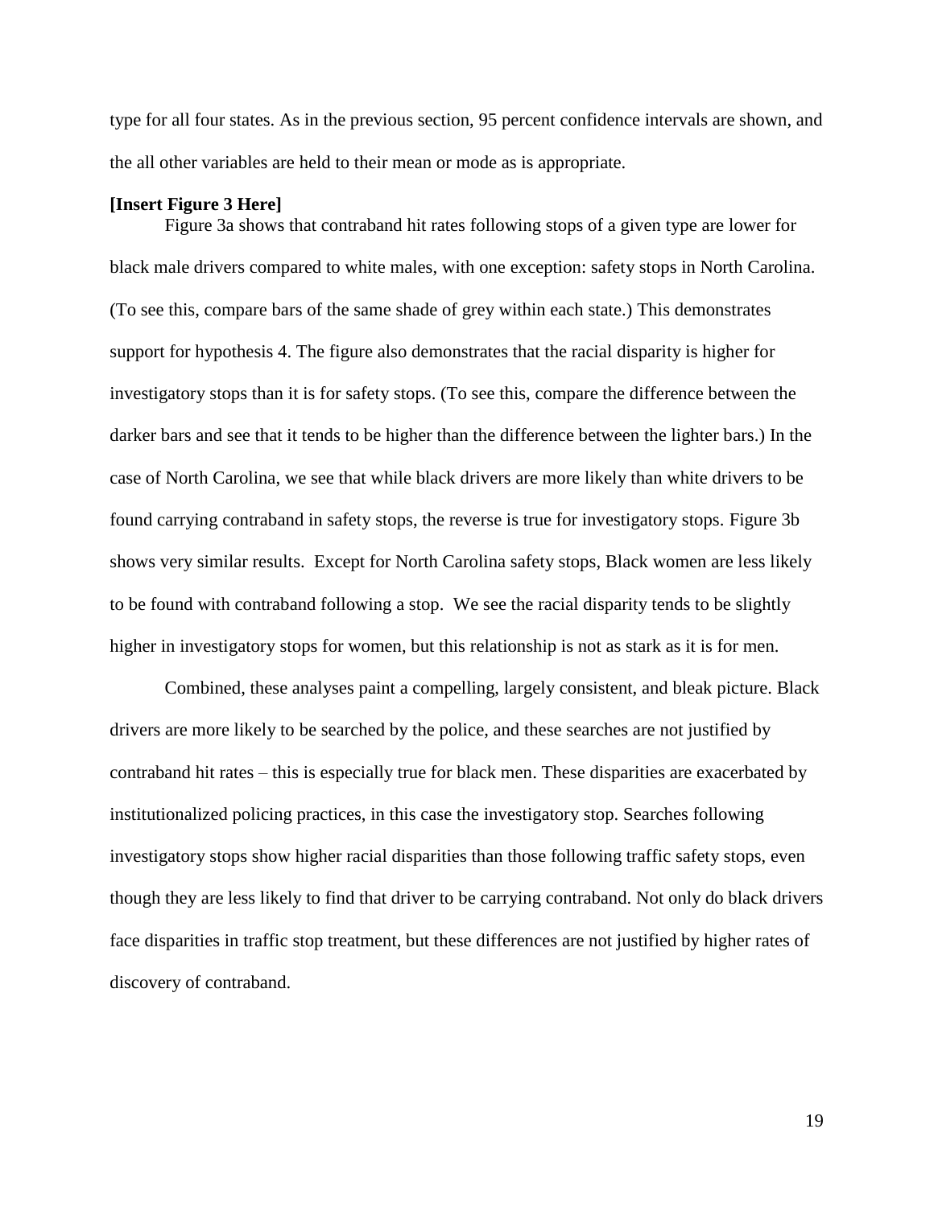type for all four states. As in the previous section, 95 percent confidence intervals are shown, and the all other variables are held to their mean or mode as is appropriate.

**[Insert Figure 3 Here]**

Figure 3a shows that contraband hit rates following stops of a given type are lower for black male drivers compared to white males, with one exception: safety stops in North Carolina. (To see this, compare bars of the same shade of grey within each state.) This demonstrates support for hypothesis 4. The figure also demonstrates that the racial disparity is higher for investigatory stops than it is for safety stops. (To see this, compare the difference between the darker bars and see that it tends to be higher than the difference between the lighter bars.) In the case of North Carolina, we see that while black drivers are more likely than white drivers to be found carrying contraband in safety stops, the reverse is true for investigatory stops. Figure 3b shows very similar results. Except for North Carolina safety stops, Black women are less likely to be found with contraband following a stop. We see the racial disparity tends to be slightly higher in investigatory stops for women, but this relationship is not as stark as it is for men.

Combined, these analyses paint a compelling, largely consistent, and bleak picture. Black drivers are more likely to be searched by the police, and these searches are not justified by contraband hit rates – this is especially true for black men. These disparities are exacerbated by institutionalized policing practices, in this case the investigatory stop. Searches following investigatory stops show higher racial disparities than those following traffic safety stops, even though they are less likely to find that driver to be carrying contraband. Not only do black drivers face disparities in traffic stop treatment, but these differences are not justified by higher rates of discovery of contraband.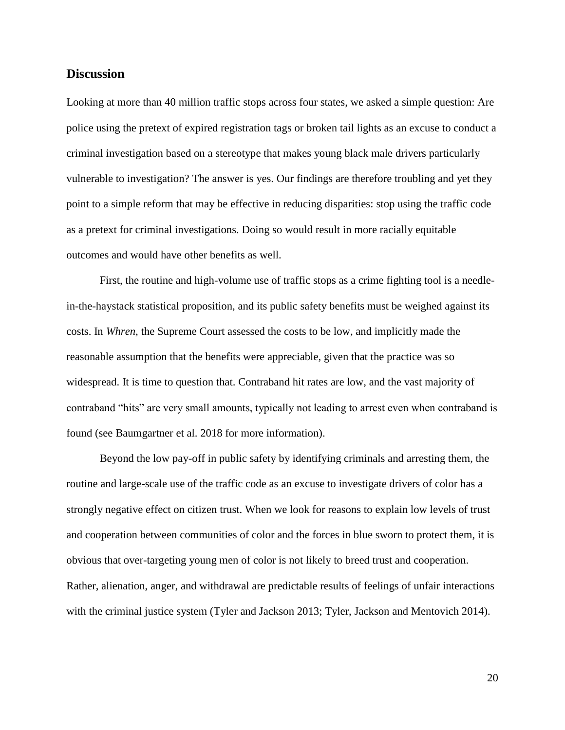## Discussion

Looking at more than 40 million traffic stops across four states, we asked a simple question: Are police using the pretext of expired registration tags or broken tail lights as an excuse to conduct a criminal investigation based on a stereotype that makes young black male drivers particularly vulnerable to investigation? The answer is yes. Our findings are therefore troubling and yet they point to a simple reform that may be effective in reducing disparities: stop using the traffic code as a pretext for criminal investigations. Doing so would result in more racially equitable outcomes and would have other benefits as well.

First, the routine and high-volume use of traffic stops as a crime fighting tool is a needle-in-the-haystack statistical proposition, and its public safety benefits must be weighed against its costs. In *Whren*, the Supreme Court assessed the costs to be low, and implicitly made the reasonable assumption that the benefits were appreciable, given that the practice was so widespread. It is time to question that. Contraband hit rates are low, and the vast majority of contraband "hits" are very small amounts, typically not leading to arrest even when contraband is found (see Baumgartner et al. 2018 for more information).

Beyond the low pay-off in public safety by identifying criminals and arresting them, the routine and large-scale use of the traffic code as an excuse to investigate drivers of color has a strongly negative effect on citizen trust. When we look for reasons to explain low levels of trust and cooperation between communities of color and the forces in blue sworn to protect them, it is obvious that over-targeting young men of color is not likely to breed trust and cooperation. Rather, alienation, anger, and withdrawal are predictable results of feelings of unfair interactions with the criminal justice system (Tyler and Jackson 2013; Tyler, Jackson and Mentovich 2014).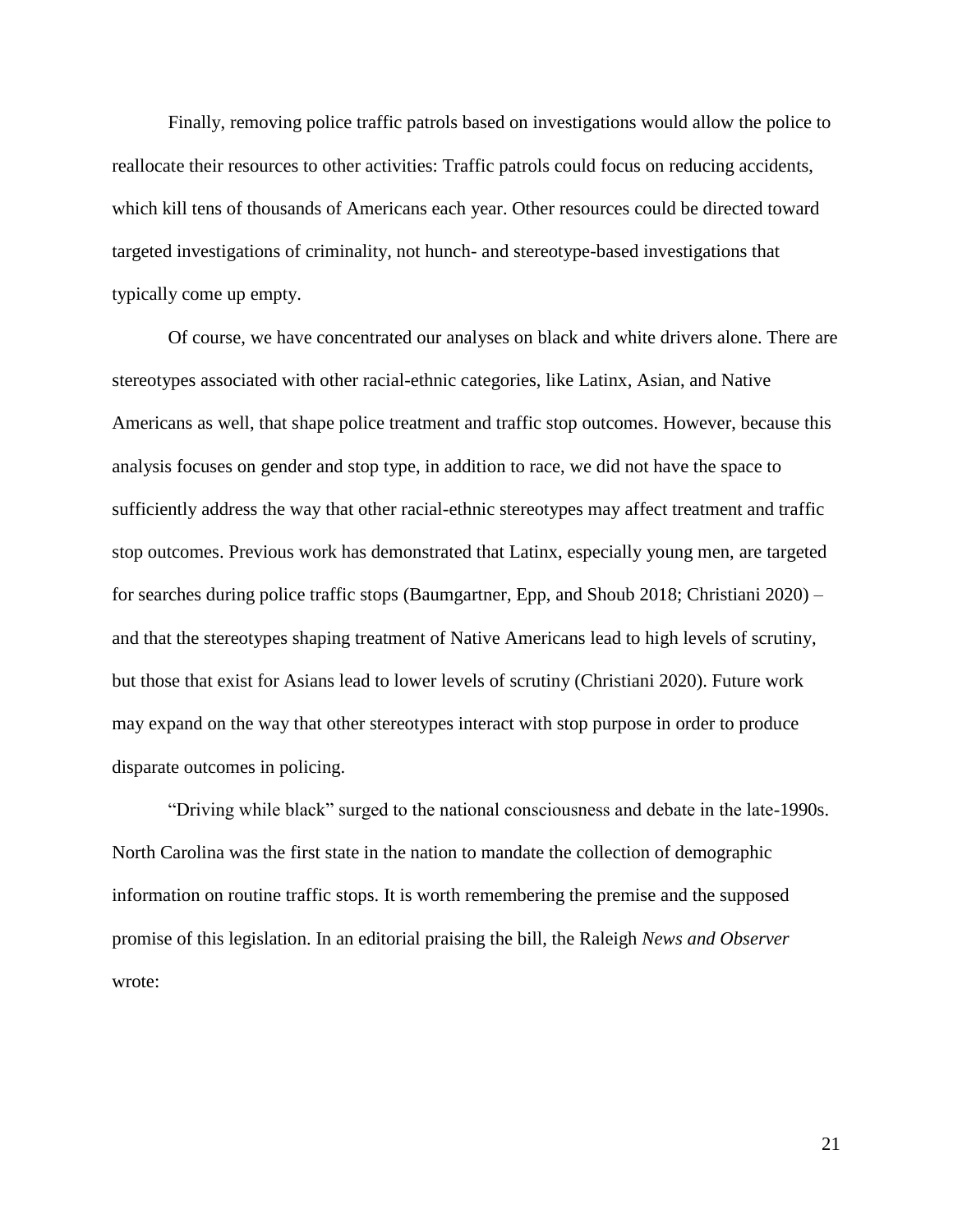Finally, removing police traffic patrols based on investigations would allow the police to reallocate their resources to other activities: Traffic patrols could focus on reducing accidents, which kill tens of thousands of Americans each year. Other resources could be directed toward targeted investigations of criminality, not hunch- and stereotype-based investigations that typically come up empty.

Of course, we have concentrated our analyses on black and white drivers alone. There are stereotypes associated with other racial-ethnic categories, like Latinx, Asian, and Native Americans as well, that shape police treatment and traffic stop outcomes. However, because this analysis focuses on gender and stop type, in addition to race, we did not have the space to sufficiently address the way that other racial-ethnic stereotypes may affect treatment and traffic stop outcomes. Previous work has demonstrated that Latinx, especially young men, are targeted for searches during police traffic stops (Baumgartner, Epp, and Shoub 2018; Christiani 2020) – and that the stereotypes shaping treatment of Native Americans lead to high levels of scrutiny, but those that exist for Asians lead to lower levels of scrutiny (Christiani 2020). Future work may expand on the way that other stereotypes interact with stop purpose in order to produce disparate outcomes in policing.

"Driving while black" surged to the national consciousness and debate in the late-1990s. North Carolina was the first state in the nation to mandate the collection of demographic information on routine traffic stops. It is worth remembering the premise and the supposed promise of this legislation. In an editorial praising the bill, the Raleigh *News and Observer* wrote: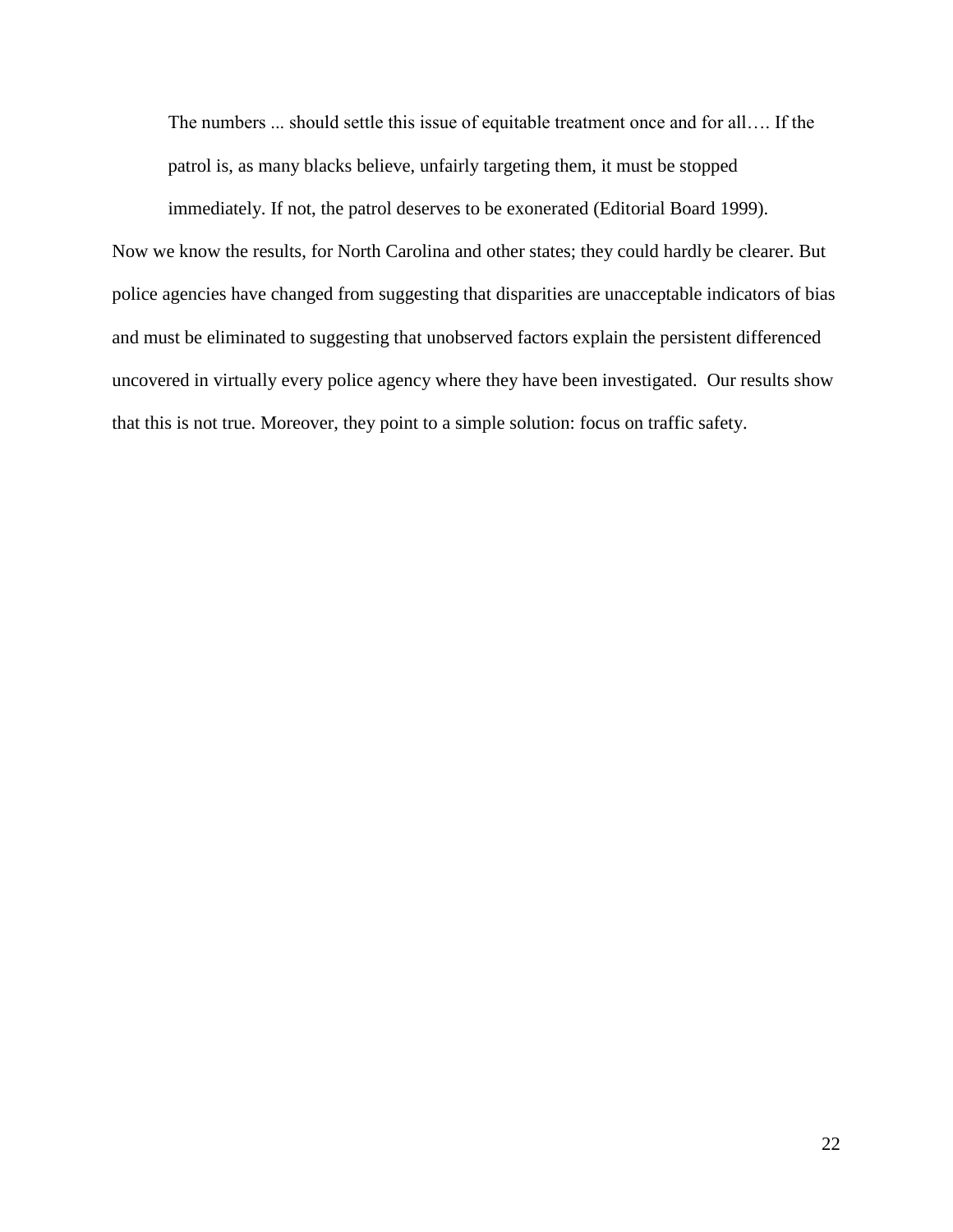> The numbers ... should settle this issue of equitable treatment once and for all…. If the patrol is, as many blacks believe, unfairly targeting them, it must be stopped immediately. If not, the patrol deserves to be exonerated (Editorial Board 1999).

Now we know the results, for North Carolina and other states; they could hardly be clearer. But police agencies have changed from suggesting that disparities are unacceptable indicators of bias and must be eliminated to suggesting that unobserved factors explain the persistent differenced uncovered in virtually every police agency where they have been investigated. Our results show that this is not true. Moreover, they point to a simple solution: focus on traffic safety.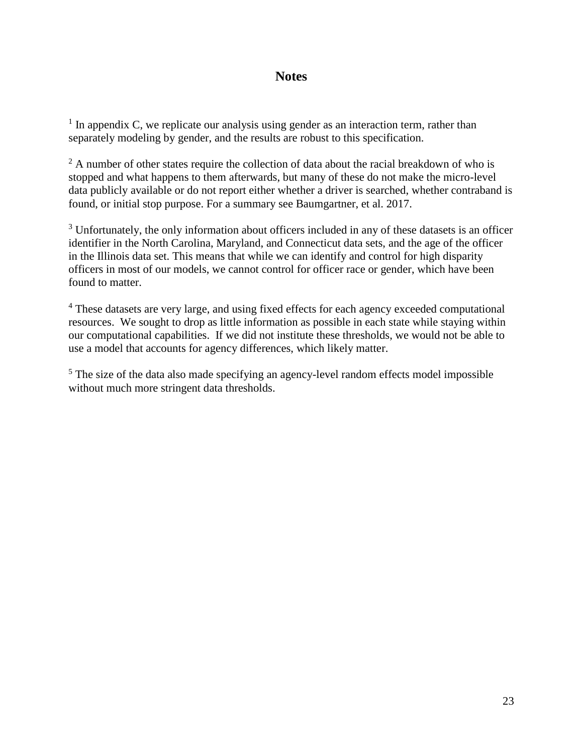# Notes

[1] In appendix C, we replicate our analysis using gender as an interaction term, rather than separately modeling by gender, and the results are robust to this specification.

[2] A number of other states require the collection of data about the racial breakdown of who is stopped and what happens to them afterwards, but many of these do not make the micro-level data publicly available or do not report either whether a driver is searched, whether contraband is found, or initial stop purpose. For a summary see Baumgartner, et al. 2017.

[3] Unfortunately, the only information about officers included in any of these datasets is an officer identifier in the North Carolina, Maryland, and Connecticut data sets, and the age of the officer in the Illinois data set. This means that while we can identify and control for high disparity officers in most of our models, we cannot control for officer race or gender, which have been found to matter.

[4] These datasets are very large, and using fixed effects for each agency exceeded computational resources. We sought to drop as little information as possible in each state while staying within our computational capabilities. If we did not institute these thresholds, we would not be able to use a model that accounts for agency differences, which likely matter.

[5] The size of the data also made specifying an agency-level random effects model impossible without much more stringent data thresholds.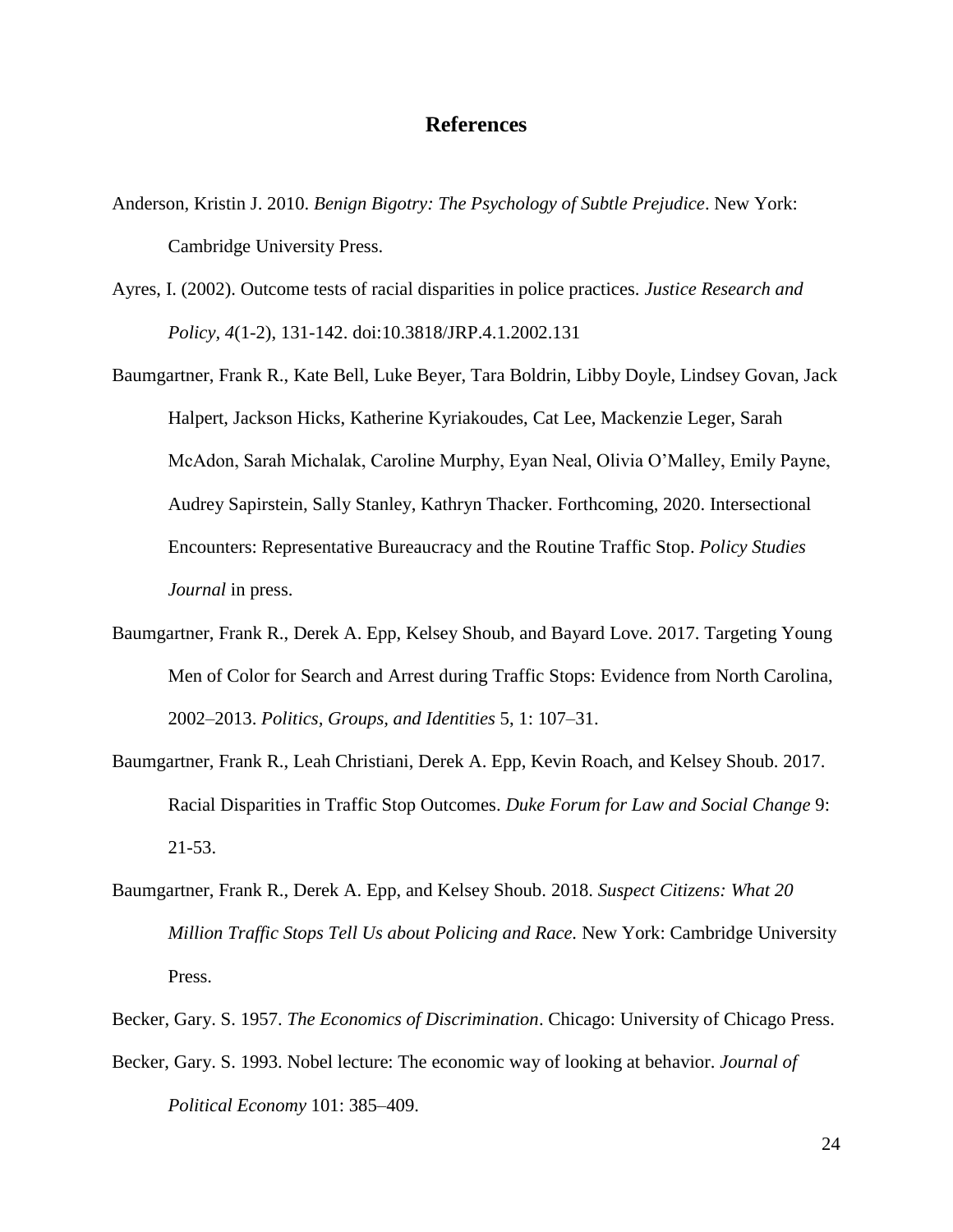## References

Anderson, Kristin J. 2010. *Benign Bigotry: The Psychology of Subtle Prejudice*. New York: Cambridge University Press.

Ayres, I. (2002). Outcome tests of racial disparities in police practices. *Justice Research and Policy, 4*(1-2), 131-142. doi:10.3818/JRP.4.1.2002.131

Baumgartner, Frank R., Kate Bell, Luke Beyer, Tara Boldrin, Libby Doyle, Lindsey Govan, Jack Halpert, Jackson Hicks, Katherine Kyriakoudes, Cat Lee, Mackenzie Leger, Sarah McAdon, Sarah Michalak, Caroline Murphy, Eyan Neal, Olivia O'Malley, Emily Payne, Audrey Sapirstein, Sally Stanley, Kathryn Thacker. Forthcoming, 2020. Intersectional Encounters: Representative Bureaucracy and the Routine Traffic Stop. *Policy Studies Journal* in press.

Baumgartner, Frank R., Derek A. Epp, Kelsey Shoub, and Bayard Love. 2017. Targeting Young Men of Color for Search and Arrest during Traffic Stops: Evidence from North Carolina, 2002–2013. *Politics, Groups, and Identities* 5, 1: 107–31.

Baumgartner, Frank R., Leah Christiani, Derek A. Epp, Kevin Roach, and Kelsey Shoub. 2017. Racial Disparities in Traffic Stop Outcomes. *Duke Forum for Law and Social Change* 9: 21-53.

Baumgartner, Frank R., Derek A. Epp, and Kelsey Shoub. 2018. *Suspect Citizens: What 20 Million Traffic Stops Tell Us about Policing and Race.* New York: Cambridge University Press.

Becker, Gary. S. 1957. *The Economics of Discrimination*. Chicago: University of Chicago Press.

Becker, Gary. S. 1993. Nobel lecture: The economic way of looking at behavior. *Journal of Political Economy* 101: 385–409.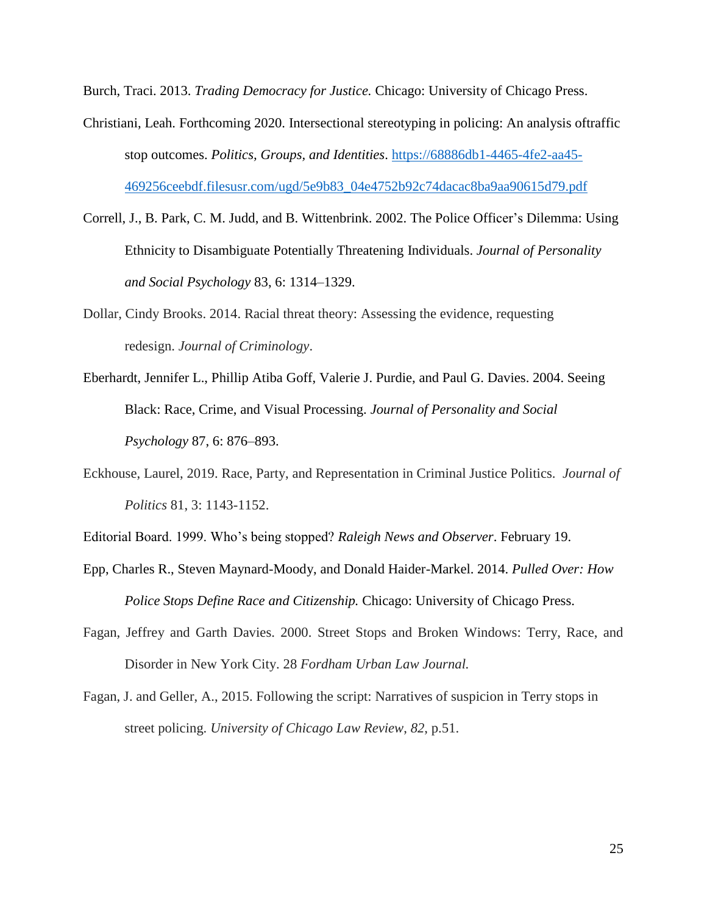Burch, Traci. 2013. *Trading Democracy for Justice.* Chicago: University of Chicago Press.

Christiani, Leah. Forthcoming 2020. Intersectional stereotyping in policing: An analysis oftraffic stop outcomes. *Politics, Groups, and Identities*. [https://68886db1-4465-4fe2-aa45-469256ceebdf.filesusr.com/ugd/5e9b83_04e4752b92c74dacac8ba9aa90615d79.pdf](https://68886db1-4465-4fe2-aa45-469256ceebdf.filesusr.com/ugd/5e9b83_04e4752b92c74dacac8ba9aa90615d79.pdf)

Correll, J., B. Park, C. M. Judd, and B. Wittenbrink. 2002. The Police Officer's Dilemma: Using Ethnicity to Disambiguate Potentially Threatening Individuals. *Journal of Personality and Social Psychology* 83, 6: 1314–1329.

Dollar, Cindy Brooks. 2014. Racial threat theory: Assessing the evidence, requesting redesign. *Journal of Criminology*.

Eberhardt, Jennifer L., Phillip Atiba Goff, Valerie J. Purdie, and Paul G. Davies. 2004. Seeing Black: Race, Crime, and Visual Processing. *Journal of Personality and Social Psychology* 87, 6: 876–893.

Eckhouse, Laurel, 2019. Race, Party, and Representation in Criminal Justice Politics. *Journal of Politics* 81, 3: 1143-1152.

Editorial Board. 1999. Who's being stopped? *Raleigh News and Observer*. February 19.

Epp, Charles R., Steven Maynard-Moody, and Donald Haider-Markel. 2014. *Pulled Over: How Police Stops Define Race and Citizenship.* Chicago: University of Chicago Press.

Fagan, Jeffrey and Garth Davies. 2000. Street Stops and Broken Windows: Terry, Race, and Disorder in New York City. 28 *Fordham Urban Law Journal.*

Fagan, J. and Geller, A., 2015. Following the script: Narratives of suspicion in Terry stops in street policing. *University of Chicago Law Review*, *82*, p.51.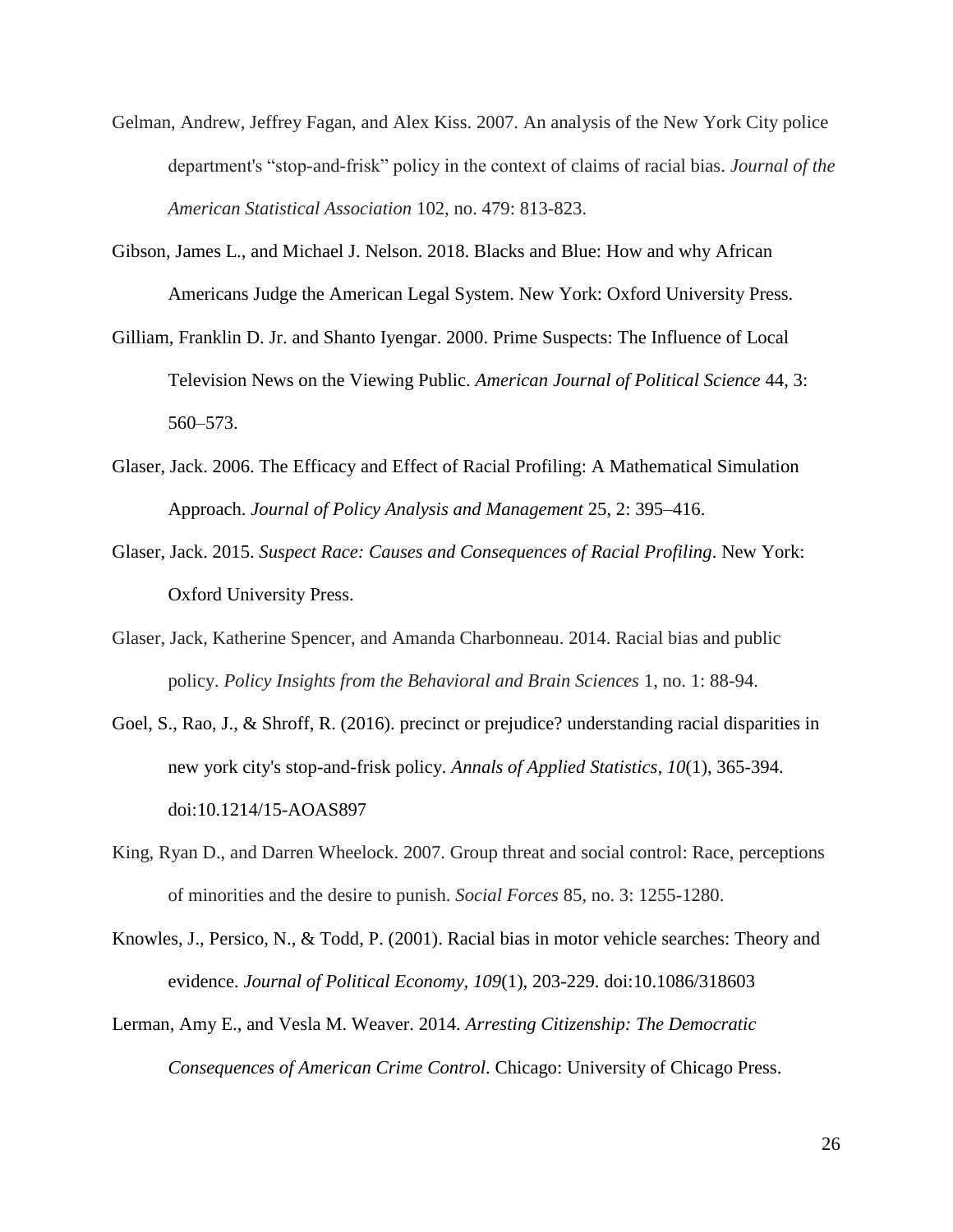Gelman, Andrew, Jeffrey Fagan, and Alex Kiss. 2007. An analysis of the New York City police department's "stop-and-frisk" policy in the context of claims of racial bias. *Journal of the American Statistical Association* 102, no. 479: 813-823.

Gibson, James L., and Michael J. Nelson. 2018. Blacks and Blue: How and why African Americans Judge the American Legal System. New York: Oxford University Press.

Gilliam, Franklin D. Jr. and Shanto Iyengar. 2000. Prime Suspects: The Influence of Local Television News on the Viewing Public. *American Journal of Political Science* 44, 3: 560–573.

Glaser, Jack. 2006. The Efficacy and Effect of Racial Profiling: A Mathematical Simulation Approach. *Journal of Policy Analysis and Management* 25, 2: 395–416.

Glaser, Jack. 2015. *Suspect Race: Causes and Consequences of Racial Profiling*. New York: Oxford University Press.

Glaser, Jack, Katherine Spencer, and Amanda Charbonneau. 2014. Racial bias and public policy. *Policy Insights from the Behavioral and Brain Sciences* 1, no. 1: 88-94.

Goel, S., Rao, J., & Shroff, R. (2016). precinct or prejudice? understanding racial disparities in new york city's stop-and-frisk policy. *Annals of Applied Statistics, 10*(1), 365-394. doi:10.1214/15-AOAS897

King, Ryan D., and Darren Wheelock. 2007. Group threat and social control: Race, perceptions of minorities and the desire to punish. *Social Forces* 85, no. 3: 1255-1280.

Knowles, J., Persico, N., & Todd, P. (2001). Racial bias in motor vehicle searches: Theory and evidence. *Journal of Political Economy, 109*(1), 203-229. doi:10.1086/318603

Lerman, Amy E., and Vesla M. Weaver. 2014. *Arresting Citizenship: The Democratic Consequences of American Crime Control*. Chicago: University of Chicago Press.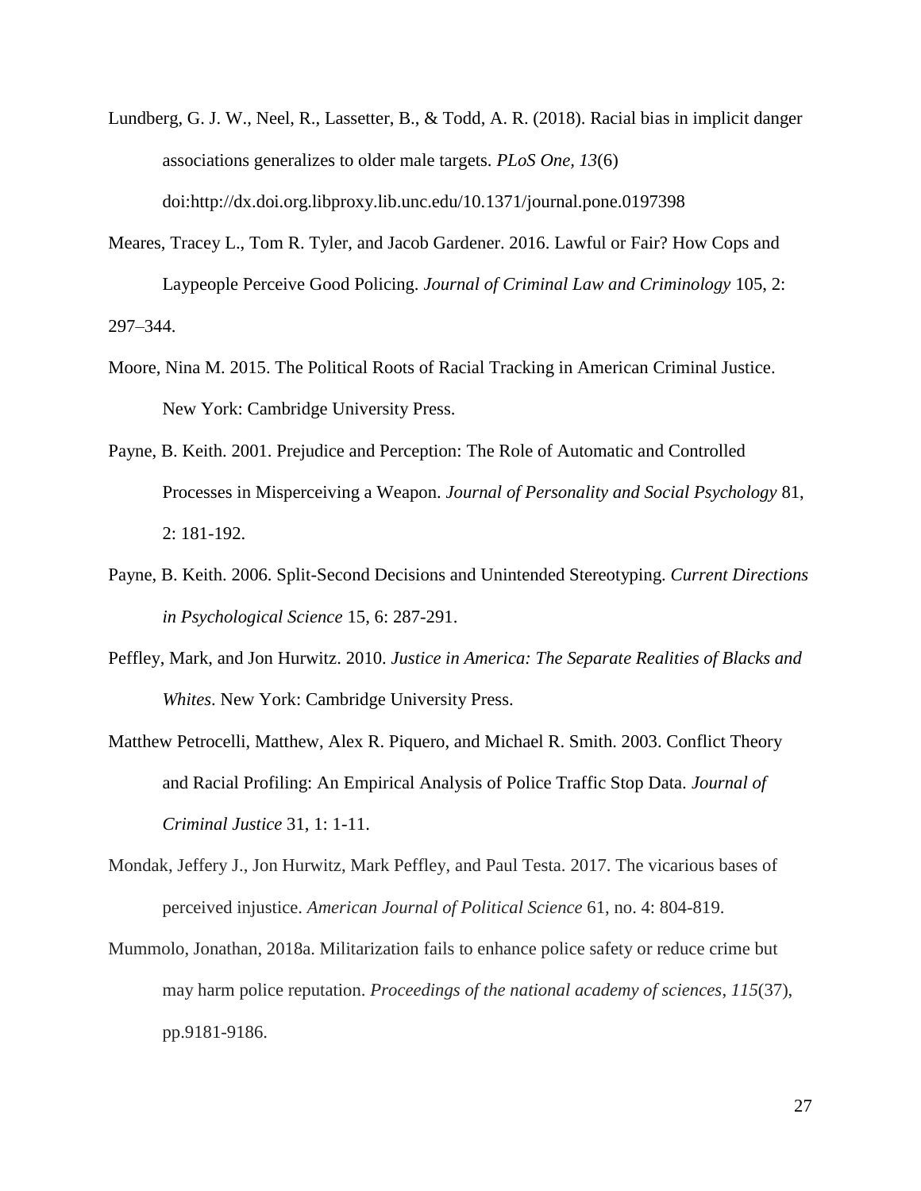Lundberg, G. J. W., Neel, R., Lassetter, B., & Todd, A. R. (2018). Racial bias in implicit danger associations generalizes to older male targets. *PLoS One*, *13*(6) doi:http://dx.doi.org.libproxy.lib.unc.edu/10.1371/journal.pone.0197398

Meares, Tracey L., Tom R. Tyler, and Jacob Gardener. 2016. Lawful or Fair? How Cops and Laypeople Perceive Good Policing. *Journal of Criminal Law and Criminology* 105, 2: 297–344.

Moore, Nina M. 2015. The Political Roots of Racial Tracking in American Criminal Justice. New York: Cambridge University Press.

Payne, B. Keith. 2001. Prejudice and Perception: The Role of Automatic and Controlled Processes in Misperceiving a Weapon. *Journal of Personality and Social Psychology* 81, 2: 181-192.

Payne, B. Keith. 2006. Split-Second Decisions and Unintended Stereotyping. *Current Directions in Psychological Science* 15, 6: 287-291.

Peffley, Mark, and Jon Hurwitz. 2010. *Justice in America: The Separate Realities of Blacks and Whites*. New York: Cambridge University Press.

Matthew Petrocelli, Matthew, Alex R. Piquero, and Michael R. Smith. 2003. Conflict Theory and Racial Profiling: An Empirical Analysis of Police Traffic Stop Data. *Journal of Criminal Justice* 31, 1: 1-11.

Mondak, Jeffery J., Jon Hurwitz, Mark Peffley, and Paul Testa. 2017. The vicarious bases of perceived injustice. *American Journal of Political Science* 61, no. 4: 804-819.

Mummolo, Jonathan, 2018a. Militarization fails to enhance police safety or reduce crime but may harm police reputation. *Proceedings of the national academy of sciences*, *115*(37), pp.9181-9186.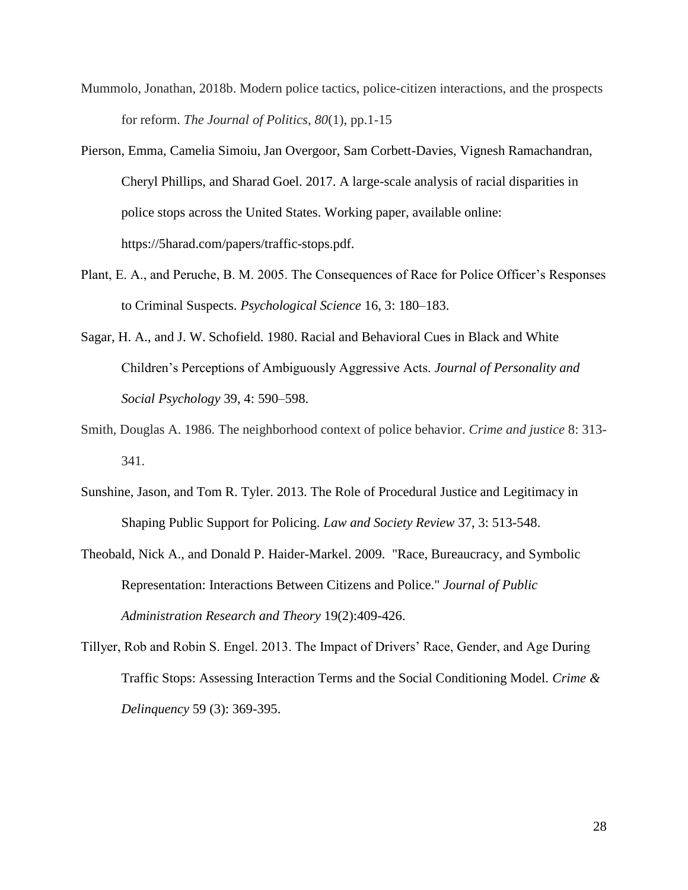Mummolo, Jonathan, 2018b. Modern police tactics, police-citizen interactions, and the prospects for reform. *The Journal of Politics*, *80*(1), pp.1-15

Pierson, Emma, Camelia Simoiu, Jan Overgoor, Sam Corbett-Davies, Vignesh Ramachandran, Cheryl Phillips, and Sharad Goel. 2017. A large-scale analysis of racial disparities in police stops across the United States. Working paper, available online: https://5harad.com/papers/traffic-stops.pdf.

Plant, E. A., and Peruche, B. M. 2005. The Consequences of Race for Police Officer's Responses to Criminal Suspects. *Psychological Science* 16, 3: 180–183.

Sagar, H. A., and J. W. Schofield. 1980. Racial and Behavioral Cues in Black and White Children's Perceptions of Ambiguously Aggressive Acts. *Journal of Personality and Social Psychology* 39, 4: 590–598.

Smith, Douglas A. 1986. The neighborhood context of police behavior. *Crime and justice* 8: 313-341.

Sunshine, Jason, and Tom R. Tyler. 2013. The Role of Procedural Justice and Legitimacy in Shaping Public Support for Policing. *Law and Society Review* 37, 3: 513-548.

Theobald, Nick A., and Donald P. Haider-Markel. 2009. "Race, Bureaucracy, and Symbolic Representation: Interactions Between Citizens and Police." *Journal of Public Administration Research and Theory* 19(2):409-426.

Tillyer, Rob and Robin S. Engel. 2013. The Impact of Drivers' Race, Gender, and Age During Traffic Stops: Assessing Interaction Terms and the Social Conditioning Model. *Crime & Delinquency* 59 (3): 369-395.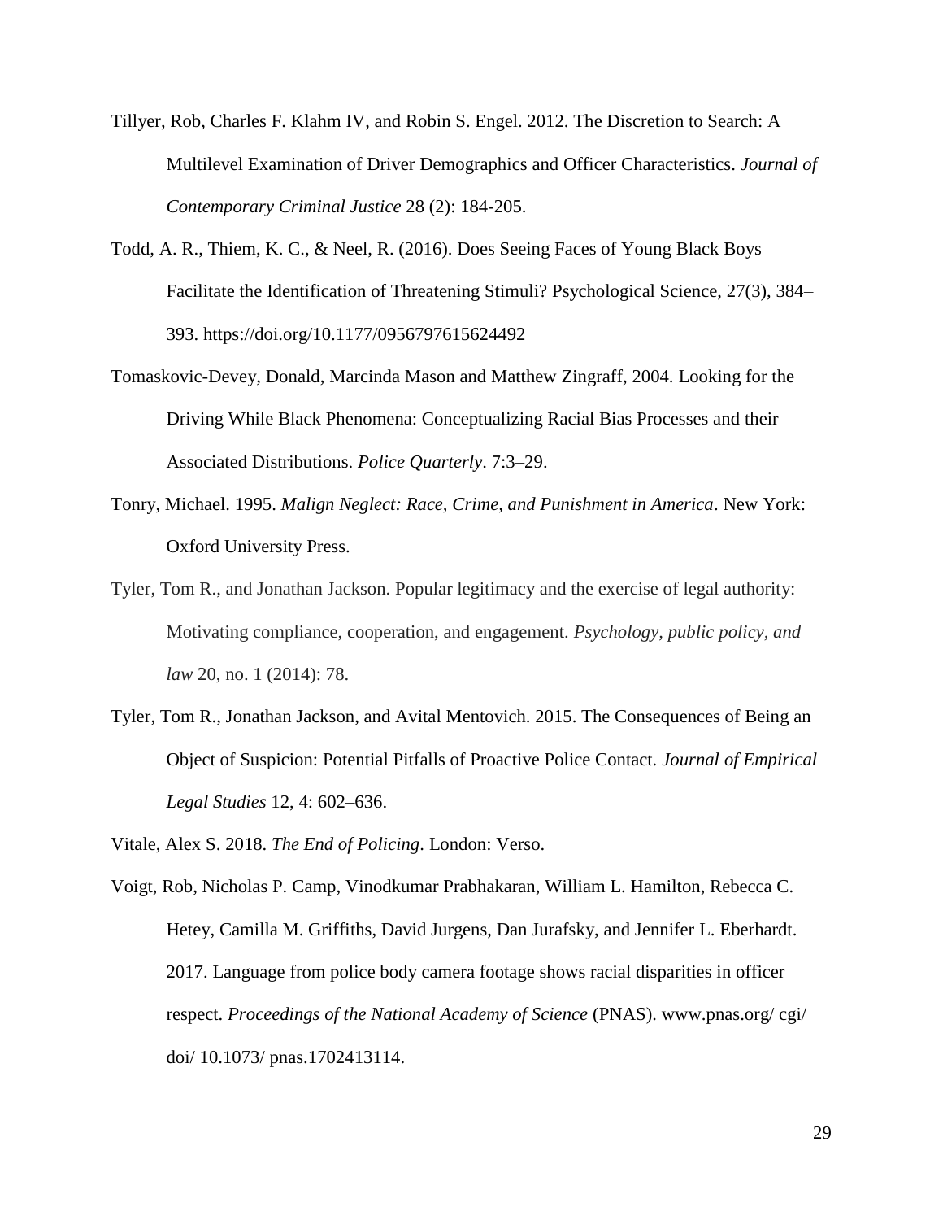Tillyer, Rob, Charles F. Klahm IV, and Robin S. Engel. 2012. The Discretion to Search: A Multilevel Examination of Driver Demographics and Officer Characteristics. *Journal of Contemporary Criminal Justice* 28 (2): 184-205.

Todd, A. R., Thiem, K. C., & Neel, R. (2016). Does Seeing Faces of Young Black Boys Facilitate the Identification of Threatening Stimuli? Psychological Science, 27(3), 384–393. https://doi.org/10.1177/0956797615624492

Tomaskovic-Devey, Donald, Marcinda Mason and Matthew Zingraff, 2004. Looking for the Driving While Black Phenomena: Conceptualizing Racial Bias Processes and their Associated Distributions. *Police Quarterly*. 7:3–29.

Tonry, Michael. 1995. *Malign Neglect: Race, Crime, and Punishment in America*. New York: Oxford University Press.

Tyler, Tom R., and Jonathan Jackson. Popular legitimacy and the exercise of legal authority: Motivating compliance, cooperation, and engagement. *Psychology, public policy, and law* 20, no. 1 (2014): 78.

Tyler, Tom R., Jonathan Jackson, and Avital Mentovich. 2015. The Consequences of Being an Object of Suspicion: Potential Pitfalls of Proactive Police Contact. *Journal of Empirical Legal Studies* 12, 4: 602–636.

Vitale, Alex S. 2018. *The End of Policing*. London: Verso.

Voigt, Rob, Nicholas P. Camp, Vinodkumar Prabhakaran, William L. Hamilton, Rebecca C. Hetey, Camilla M. Griffiths, David Jurgens, Dan Jurafsky, and Jennifer L. Eberhardt. 2017. Language from police body camera footage shows racial disparities in officer respect. *Proceedings of the National Academy of Science* (PNAS). www.pnas.org/ cgi/ doi/ 10.1073/ pnas.1702413114.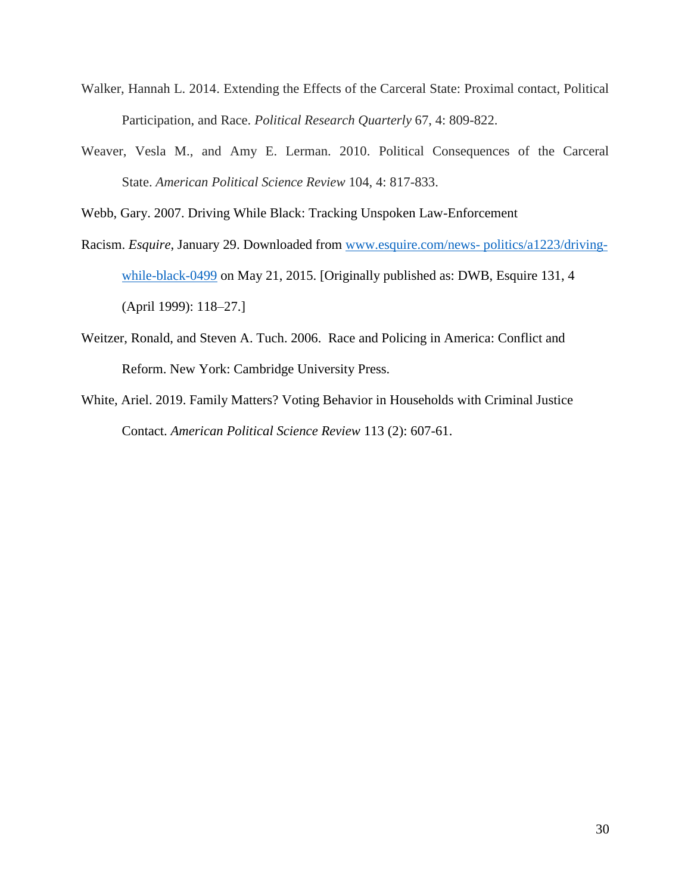Walker, Hannah L. 2014. Extending the Effects of the Carceral State: Proximal contact, Political Participation, and Race. *Political Research Quarterly* 67, 4: 809-822.

Weaver, Vesla M., and Amy E. Lerman. 2010. Political Consequences of the Carceral State. *American Political Science Review* 104, 4: 817-833.

Webb, Gary. 2007. Driving While Black: Tracking Unspoken Law-Enforcement

Racism. *Esquire*, January 29. Downloaded from [www.esquire.com/news- politics/a1223/driving-while-black-0499](www.esquire.com/news-politics/a1223/driving-while-black-0499) on May 21, 2015. [Originally published as: DWB, Esquire 131, 4 (April 1999): 118–27.]

Weitzer, Ronald, and Steven A. Tuch. 2006. Race and Policing in America: Conflict and Reform. New York: Cambridge University Press.

White, Ariel. 2019. Family Matters? Voting Behavior in Households with Criminal Justice Contact. *American Political Science Review* 113 (2): 607-61.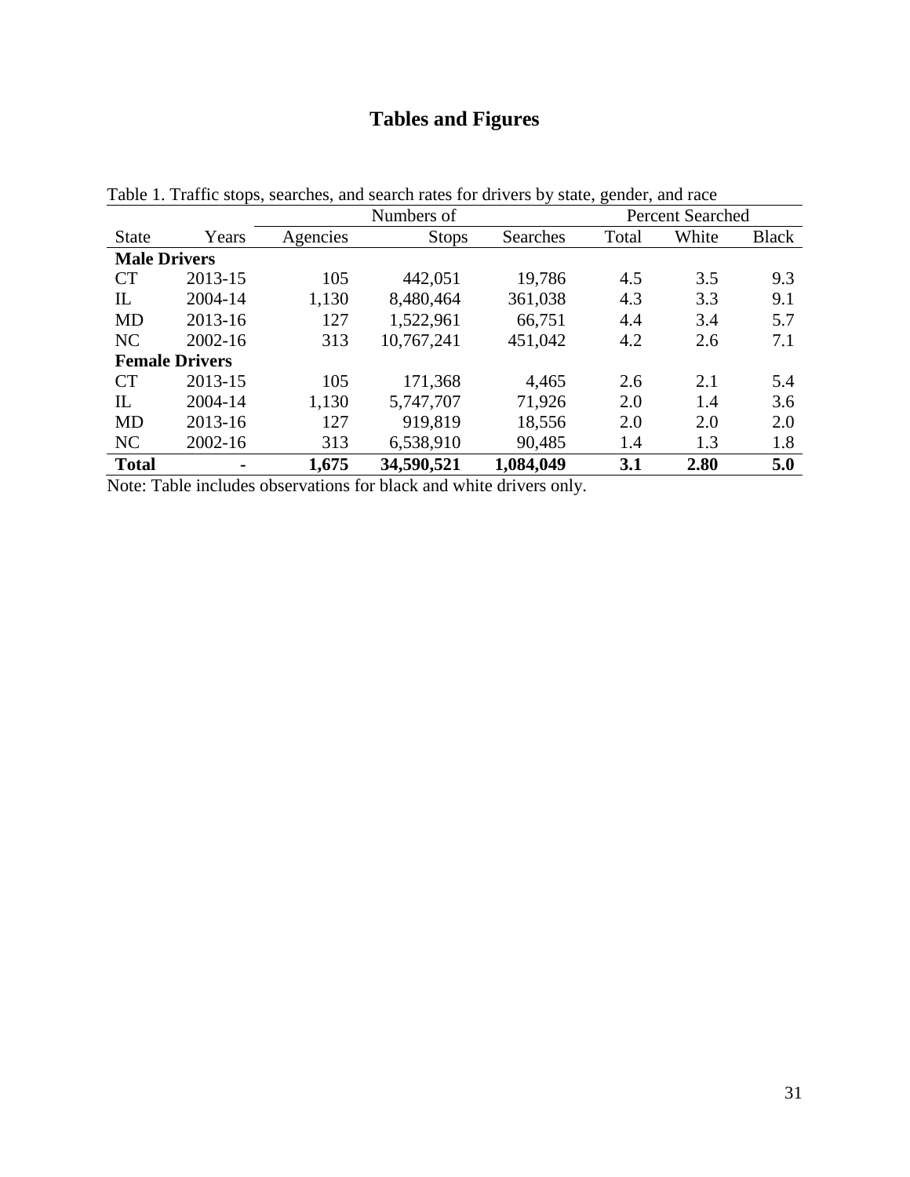# Tables and Figures

Table 1. Traffic stops, searches, and search rates for drivers by state, gender, and race

| | | Numbers of | | | Percent Searched | | |
|---|---|---|---|---|---|---|---|
| State | Years | Agencies | Stops | Searches | Total | White | Black |
| **Male Drivers** | | | | | | | |
| CT | 2013-15 | 105 | 442,051 | 19,786 | 4.5 | 3.5 | 9.3 |
| IL | 2004-14 | 1,130 | 8,480,464 | 361,038 | 4.3 | 3.3 | 9.1 |
| MD | 2013-16 | 127 | 1,522,961 | 66,751 | 4.4 | 3.4 | 5.7 |
| NC | 2002-16 | 313 | 10,767,241 | 451,042 | 4.2 | 2.6 | 7.1 |
| **Female Drivers** | | | | | | | |
| CT | 2013-15 | 105 | 171,368 | 4,465 | 2.6 | 2.1 | 5.4 |
| IL | 2004-14 | 1,130 | 5,747,707 | 71,926 | 2.0 | 1.4 | 3.6 |
| MD | 2013-16 | 127 | 919,819 | 18,556 | 2.0 | 2.0 | 2.0 |
| NC | 2002-16 | 313 | 6,538,910 | 90,485 | 1.4 | 1.3 | 1.8 |
| **Total** | **-** | **1,675** | **34,590,521** | **1,084,049** | **3.1** | **2.80** | **5.0** |

Note: Table includes observations for black and white drivers only.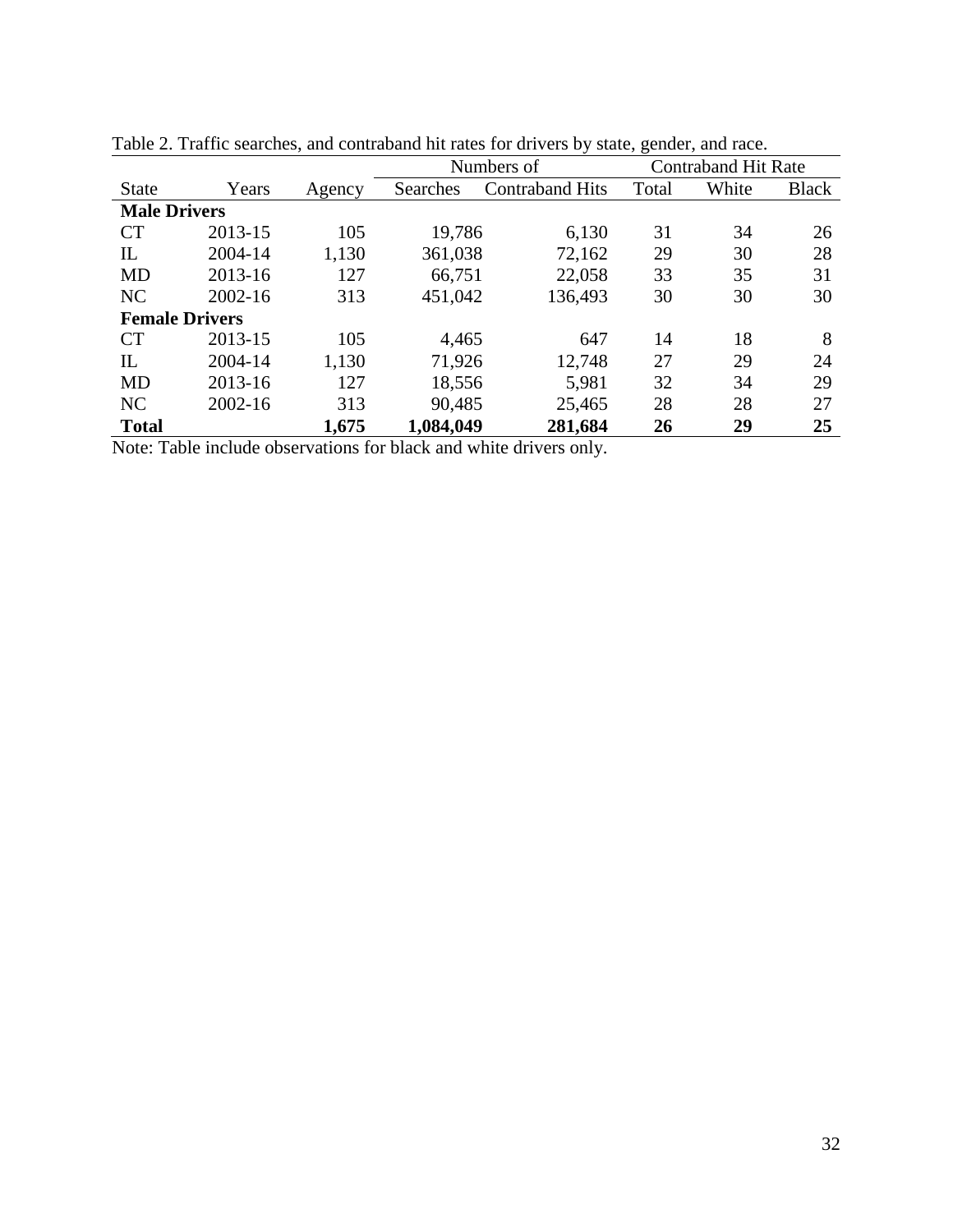Table 2. Traffic searches, and contraband hit rates for drivers by state, gender, and race.

| | | | Numbers of | | Contraband Hit Rate | | |
|---|---|---|---|---|---|---|---|
| State | Years | Agency | Searches | Contraband Hits | Total | White | Black |
| **Male Drivers** | | | | | | | |
| CT | 2013-15 | 105 | 19,786 | 6,130 | 31 | 34 | 26 |
| IL | 2004-14 | 1,130 | 361,038 | 72,162 | 29 | 30 | 28 |
| MD | 2013-16 | 127 | 66,751 | 22,058 | 33 | 35 | 31 |
| NC | 2002-16 | 313 | 451,042 | 136,493 | 30 | 30 | 30 |
| **Female Drivers** | | | | | | | |
| CT | 2013-15 | 105 | 4,465 | 647 | 14 | 18 | 8 |
| IL | 2004-14 | 1,130 | 71,926 | 12,748 | 27 | 29 | 24 |
| MD | 2013-16 | 127 | 18,556 | 5,981 | 32 | 34 | 29 |
| NC | 2002-16 | 313 | 90,485 | 25,465 | 28 | 28 | 27 |
| **Total** | | **1,675** | **1,084,049** | **281,684** | **26** | **29** | **25** |

Note: Table include observations for black and white drivers only.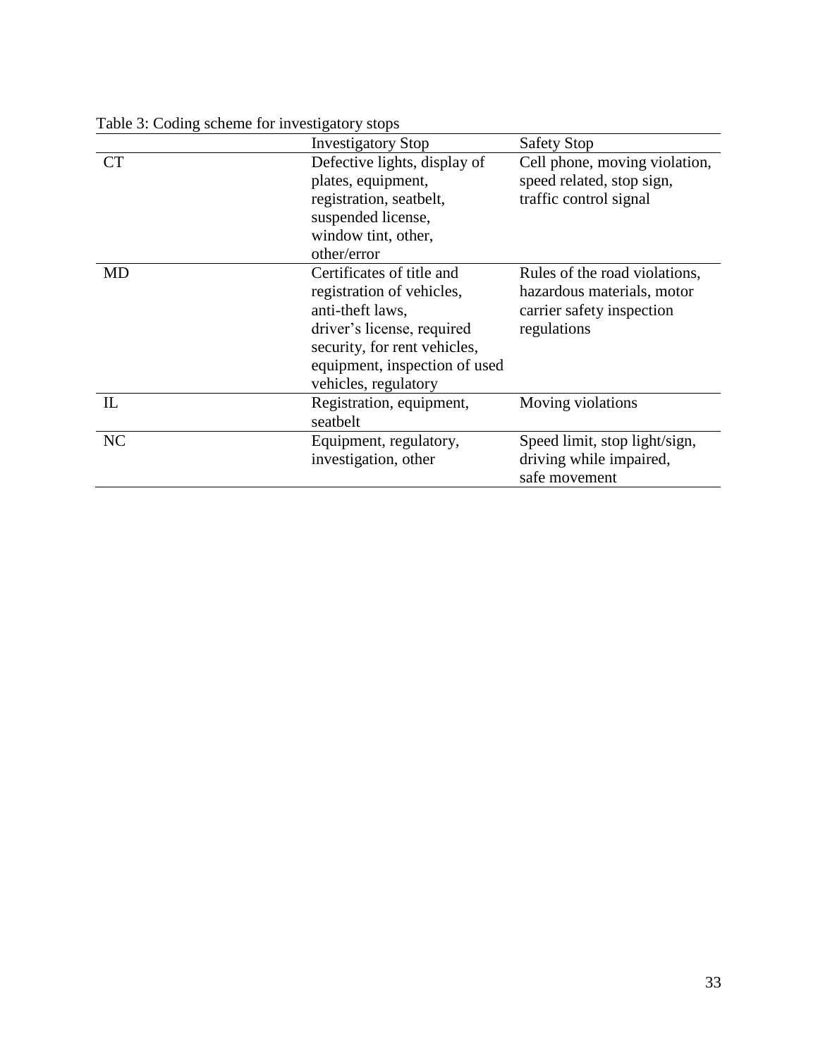Table 3: Coding scheme for investigatory stops

| | Investigatory Stop | Safety Stop |
|---|---|---|
| CT | Defective lights, display of plates, equipment, registration, seatbelt, suspended license, window tint, other, other/error | Cell phone, moving violation, speed related, stop sign, traffic control signal |
| MD | Certificates of title and registration of vehicles, anti-theft laws, driver's license, required security, for rent vehicles, equipment, inspection of used vehicles, regulatory | Rules of the road violations, hazardous materials, motor carrier safety inspection regulations |
| IL | Registration, equipment, seatbelt | Moving violations |
| NC | Equipment, regulatory, investigation, other | Speed limit, stop light/sign, driving while impaired, safe movement |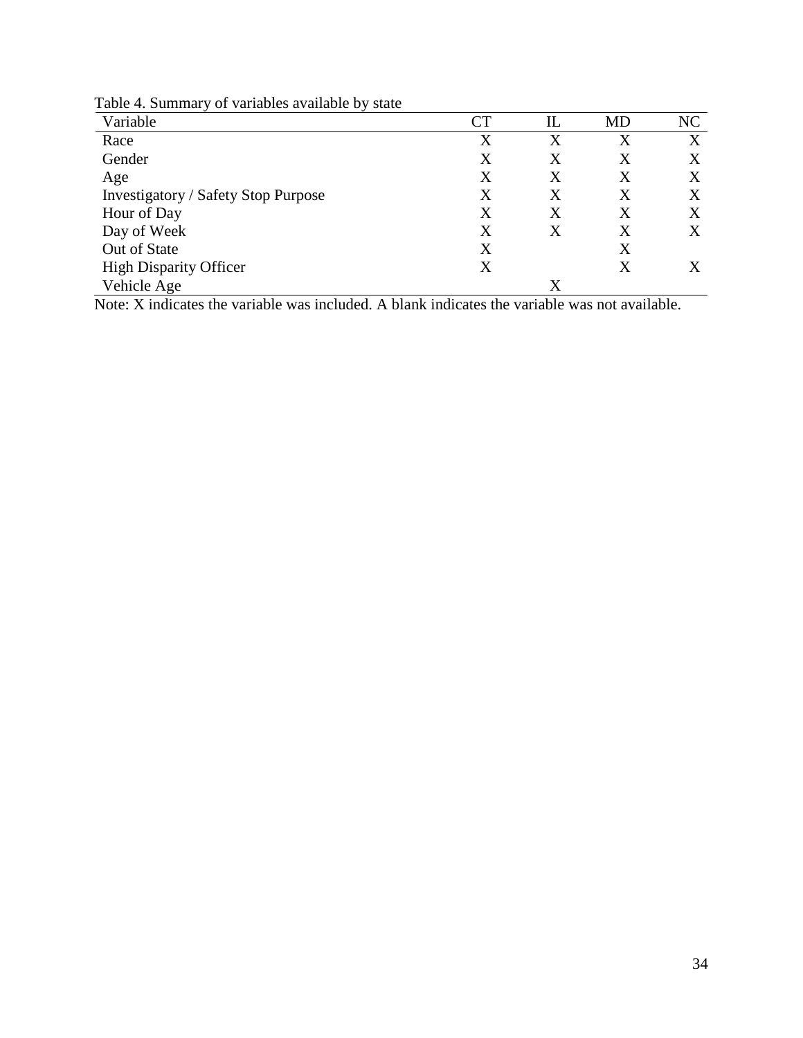Table 4. Summary of variables available by state

| Variable | CT | IL | MD | NC |
|---|---|---|---|---|
| Race | X | X | X | X |
| Gender | X | X | X | X |
| Age | X | X | X | X |
| Investigatory / Safety Stop Purpose | X | X | X | X |
| Hour of Day | X | X | X | X |
| Day of Week | X | X | X | X |
| Out of State | X | | X | |
| High Disparity Officer | X | | X | X |
| Vehicle Age | | X | | |

Note: X indicates the variable was included. A blank indicates the variable was not available.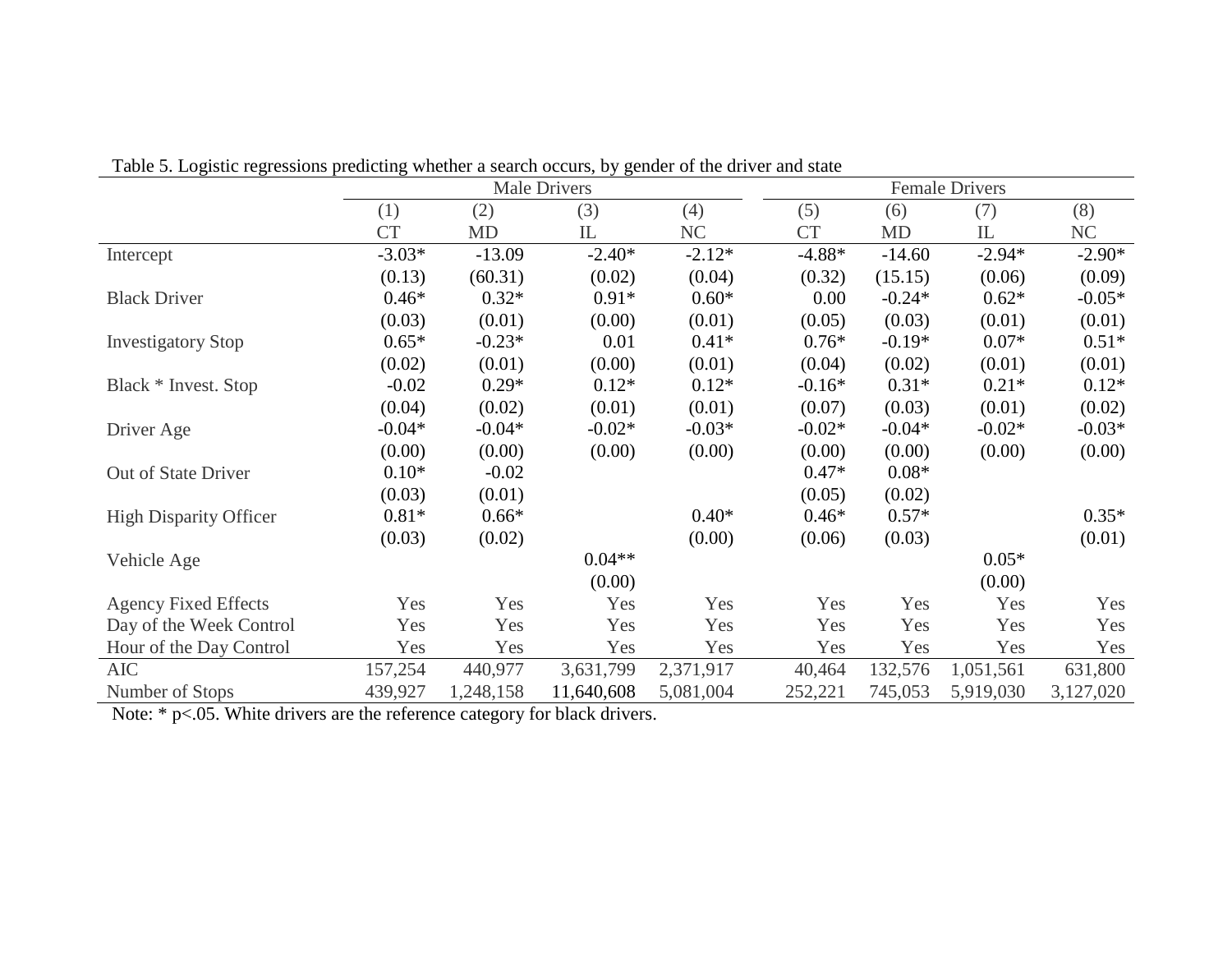Table 5. Logistic regressions predicting whether a search occurs, by gender of the driver and state

| | Male Drivers | | | | Female Drivers | | | |
|---|---|---|---|---|---|---|---|---|
| | (1) | (2) | (3) | (4) | (5) | (6) | (7) | (8) |
| | CT | MD | IL | NC | CT | MD | IL | NC |
| Intercept | -3.03* | -13.09 | -2.40* | -2.12* | -4.88* | -14.60 | -2.94* | -2.90* |
| | (0.13) | (60.31) | (0.02) | (0.04) | (0.32) | (15.15) | (0.06) | (0.09) |
| Black Driver | 0.46* | 0.32* | 0.91* | 0.60* | 0.00 | -0.24* | 0.62* | -0.05* |
| | (0.03) | (0.01) | (0.00) | (0.01) | (0.05) | (0.03) | (0.01) | (0.01) |
| Investigatory Stop | 0.65* | -0.23* | 0.01 | 0.41* | 0.76* | -0.19* | 0.07* | 0.51* |
| | (0.02) | (0.01) | (0.00) | (0.01) | (0.04) | (0.02) | (0.01) | (0.01) |
| Black * Invest. Stop | -0.02 | 0.29* | 0.12* | 0.12* | -0.16* | 0.31* | 0.21* | 0.12* |
| | (0.04) | (0.02) | (0.01) | (0.01) | (0.07) | (0.03) | (0.01) | (0.02) |
| Driver Age | -0.04* | -0.04* | -0.02* | -0.03* | -0.02* | -0.04* | -0.02* | -0.03* |
| | (0.00) | (0.00) | (0.00) | (0.00) | (0.00) | (0.00) | (0.00) | (0.00) |
| Out of State Driver | 0.10* | -0.02 | | | 0.47* | 0.08* | | |
| | (0.03) | (0.01) | | | (0.05) | (0.02) | | |
| High Disparity Officer | 0.81* | 0.66* | | 0.40* | 0.46* | 0.57* | | 0.35* |
| | (0.03) | (0.02) | | (0.00) | (0.06) | (0.03) | | (0.01) |
| Vehicle Age | | | 0.04** | | | | 0.05* | |
| | | | (0.00) | | | | (0.00) | |
| Agency Fixed Effects | Yes | Yes | Yes | Yes | Yes | Yes | Yes | Yes |
| Day of the Week Control | Yes | Yes | Yes | Yes | Yes | Yes | Yes | Yes |
| Hour of the Day Control | Yes | Yes | Yes | Yes | Yes | Yes | Yes | Yes |
| AIC | 157,254 | 440,977 | 3,631,799 | 2,371,917 | 40,464 | 132,576 | 1,051,561 | 631,800 |
| Number of Stops | 439,927 | 1,248,158 | 11,640,608 | 5,081,004 | 252,221 | 745,053 | 5,919,030 | 3,127,020 |

Note: * $p<.05$. White drivers are the reference category for black drivers.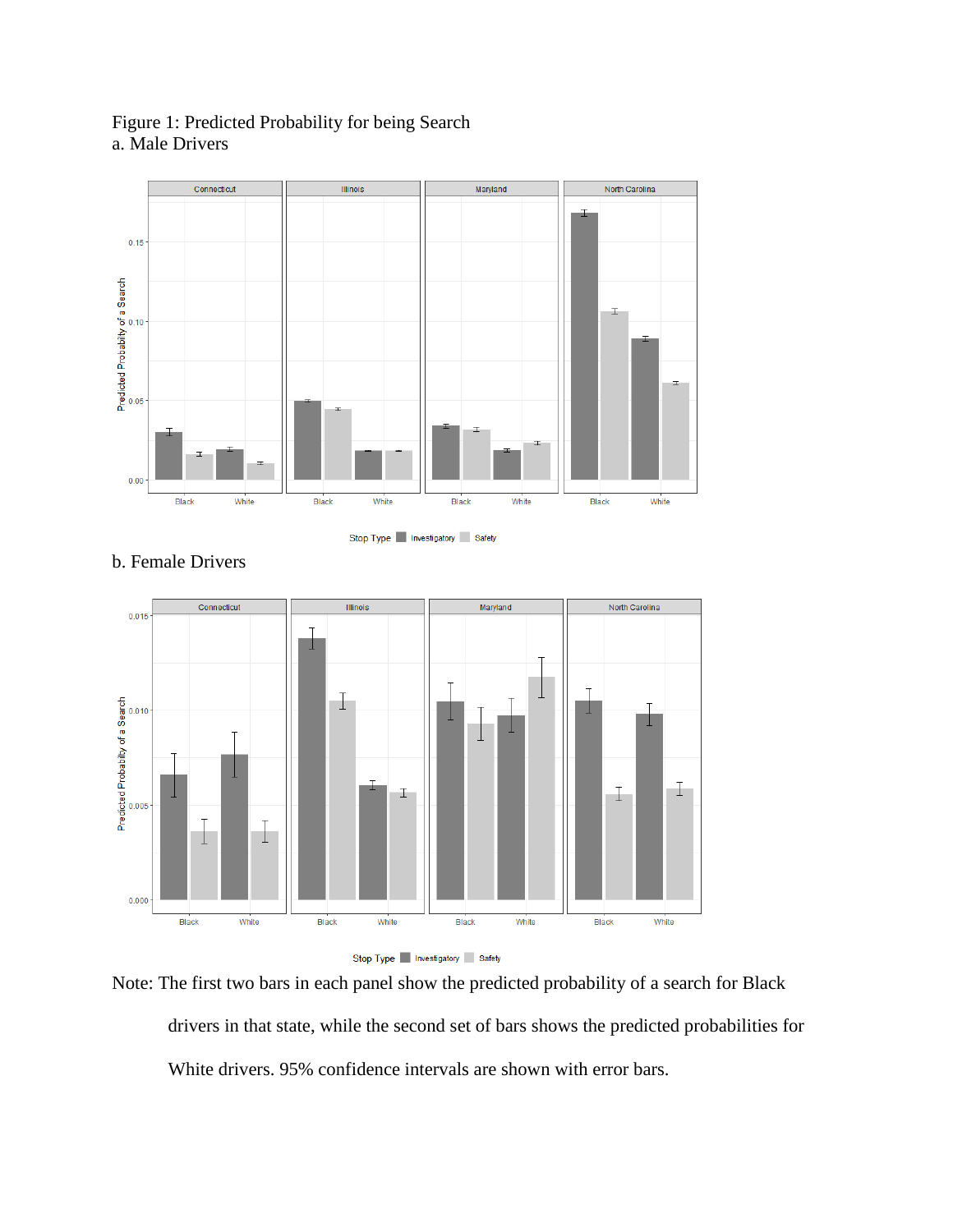Figure 1: Predicted Probability for being Search

a. Male Drivers

b. Female Drivers

Note: The first two bars in each panel show the predicted probability of a search for Black drivers in that state, while the second set of bars shows the predicted probabilities for White drivers. 95% confidence intervals are shown with error bars.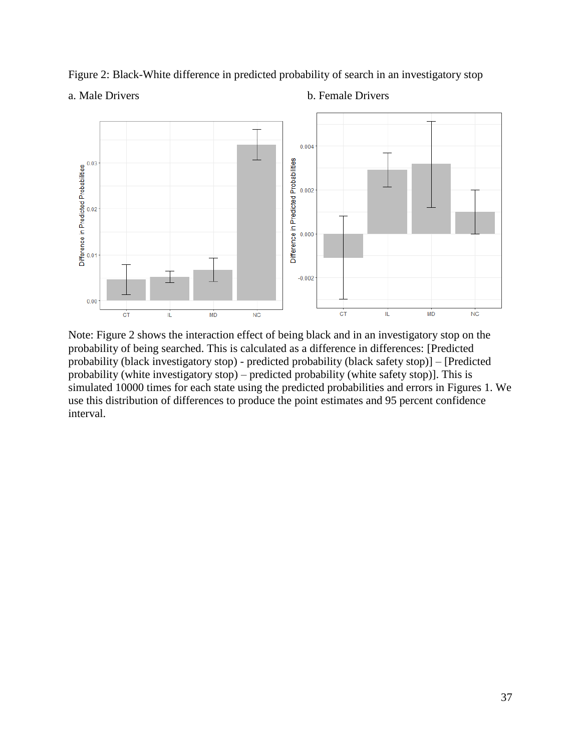Figure 2: Black-White difference in predicted probability of search in an investigatory stop

a. Male Drivers

b. Female Drivers

Note: Figure 2 shows the interaction effect of being black and in an investigatory stop on the probability of being searched. This is calculated as a difference in differences: [Predicted probability (black investigatory stop) - predicted probability (black safety stop)] – [Predicted probability (white investigatory stop) – predicted probability (white safety stop)]. This is simulated 10000 times for each state using the predicted probabilities and errors in Figures 1. We use this distribution of differences to produce the point estimates and 95 percent confidence interval.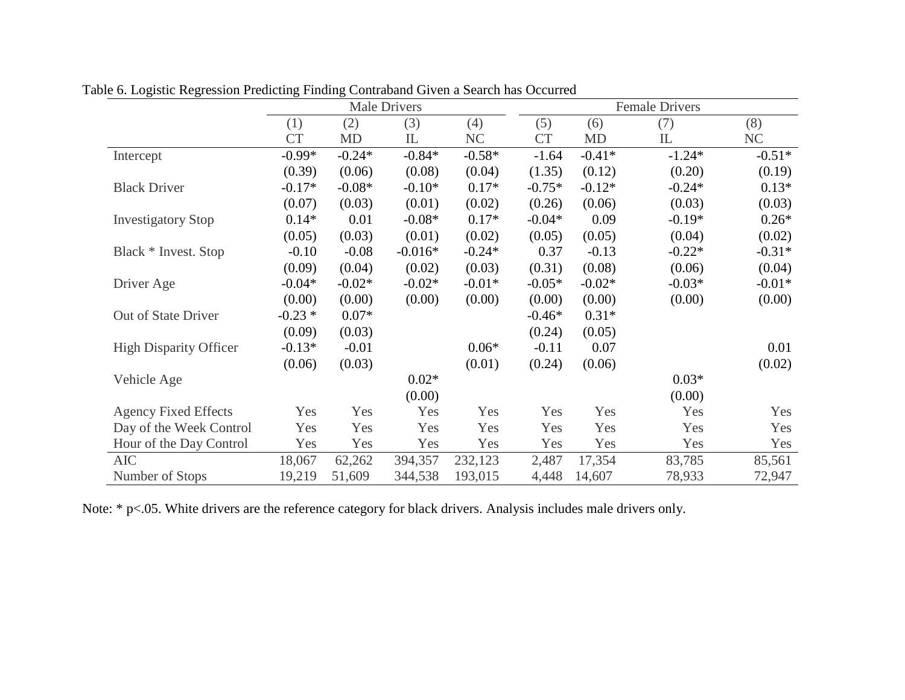Table 6. Logistic Regression Predicting Finding Contraband Given a Search has Occurred

| | Male Drivers | | | | Female Drivers | | | |
|---|---|---|---|---|---|---|---|---|
| | (1) | (2) | (3) | (4) | (5) | (6) | (7) | (8) |
| | CT | MD | IL | NC | CT | MD | IL | NC |
| Intercept | -0.99* | -0.24* | -0.84* | -0.58* | -1.64 | -0.41* | -1.24* | -0.51* |
| | (0.39) | (0.06) | (0.08) | (0.04) | (1.35) | (0.12) | (0.20) | (0.19) |
| Black Driver | -0.17* | -0.08* | -0.10* | 0.17* | -0.75* | -0.12* | -0.24* | 0.13* |
| | (0.07) | (0.03) | (0.01) | (0.02) | (0.26) | (0.06) | (0.03) | (0.03) |
| Investigatory Stop | 0.14* | 0.01 | -0.08* | 0.17* | -0.04* | 0.09 | -0.19* | 0.26* |
| | (0.05) | (0.03) | (0.01) | (0.02) | (0.05) | (0.05) | (0.04) | (0.02) |
| Black * Invest. Stop | -0.10 | -0.08 | -0.016* | -0.24* | 0.37 | -0.13 | -0.22* | -0.31* |
| | (0.09) | (0.04) | (0.02) | (0.03) | (0.31) | (0.08) | (0.06) | (0.04) |
| Driver Age | -0.04* | -0.02* | -0.02* | -0.01* | -0.05* | -0.02* | -0.03* | -0.01* |
| | (0.00) | (0.00) | (0.00) | (0.00) | (0.00) | (0.00) | (0.00) | (0.00) |
| Out of State Driver | -0.23 * | 0.07* | | | -0.46* | 0.31* | | |
| | (0.09) | (0.03) | | | (0.24) | (0.05) | | |
| High Disparity Officer | -0.13* | -0.01 | | 0.06* | -0.11 | 0.07 | | 0.01 |
| | (0.06) | (0.03) | | (0.01) | (0.24) | (0.06) | | (0.02) |
| Vehicle Age | | | 0.02* | | | | 0.03* | |
| | | | (0.00) | | | | (0.00) | |
| Agency Fixed Effects | Yes | Yes | Yes | Yes | Yes | Yes | Yes | Yes |
| Day of the Week Control | Yes | Yes | Yes | Yes | Yes | Yes | Yes | Yes |
| Hour of the Day Control | Yes | Yes | Yes | Yes | Yes | Yes | Yes | Yes |
| AIC | 18,067 | 62,262 | 394,357 | 232,123 | 2,487 | 17,354 | 83,785 | 85,561 |
| Number of Stops | 19,219 | 51,609 | 344,538 | 193,015 | 4,448 | 14,607 | 78,933 | 72,947 |

Note: * p<.05. White drivers are the reference category for black drivers. Analysis includes male drivers only.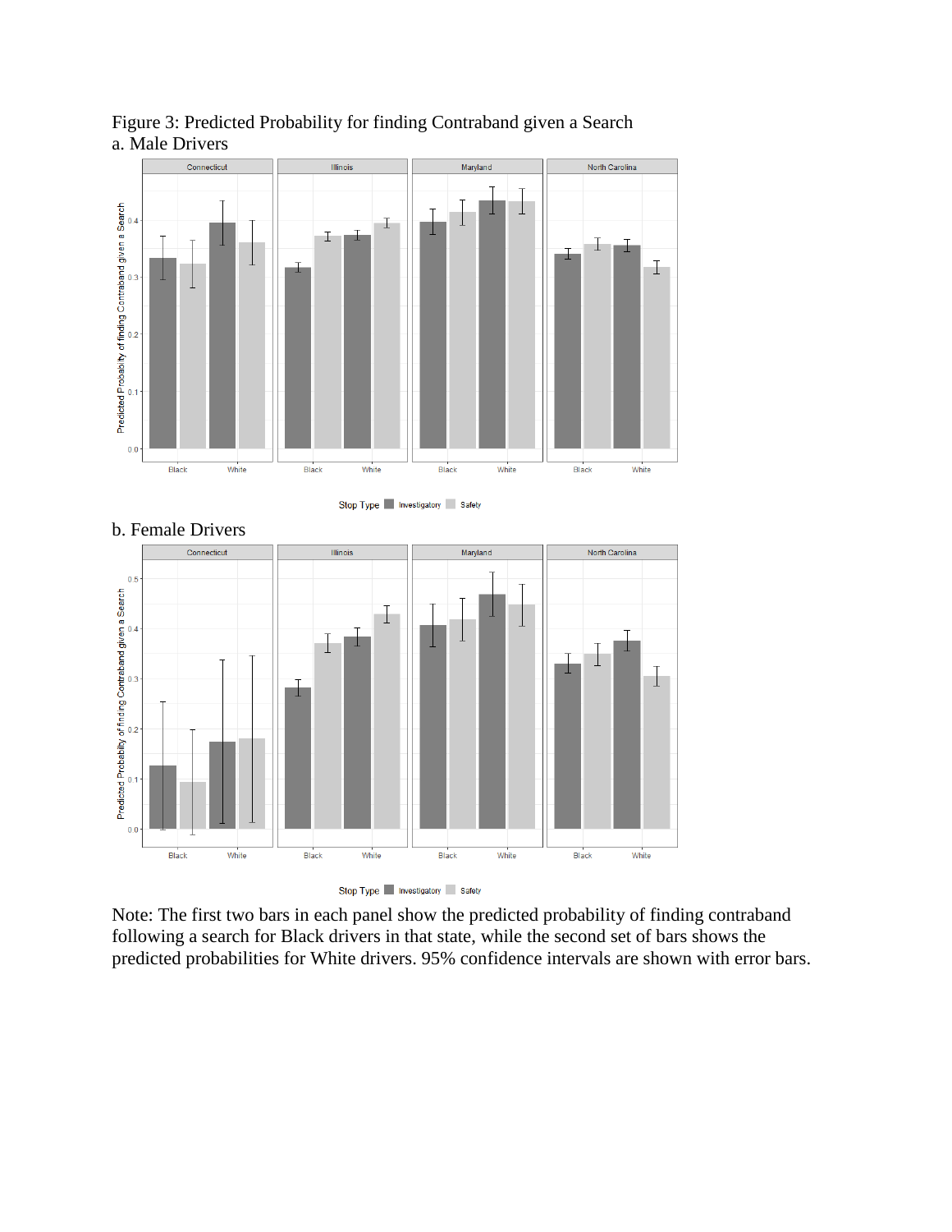Figure 3: Predicted Probability for finding Contraband given a Search

a. Male Drivers

Connecticut

Illinois

Maryland

North Carolina

Predicted Probability of finding Contraband given a Search

0.0

0.1

0.2

0.3

0.4

Black

White

Stop Type Investigatory Safety

b. Female Drivers

Connecticut

Illinois

Maryland

North Carolina

Predicted Probability of finding Contraband given a Search

0.0

0.1

0.2

0.3

0.4

0.5

Black

White

Stop Type Investigatory Safety

Note: The first two bars in each panel show the predicted probability of finding contraband following a search for Black drivers in that state, while the second set of bars shows the predicted probabilities for White drivers. 95% confidence intervals are shown with error bars.